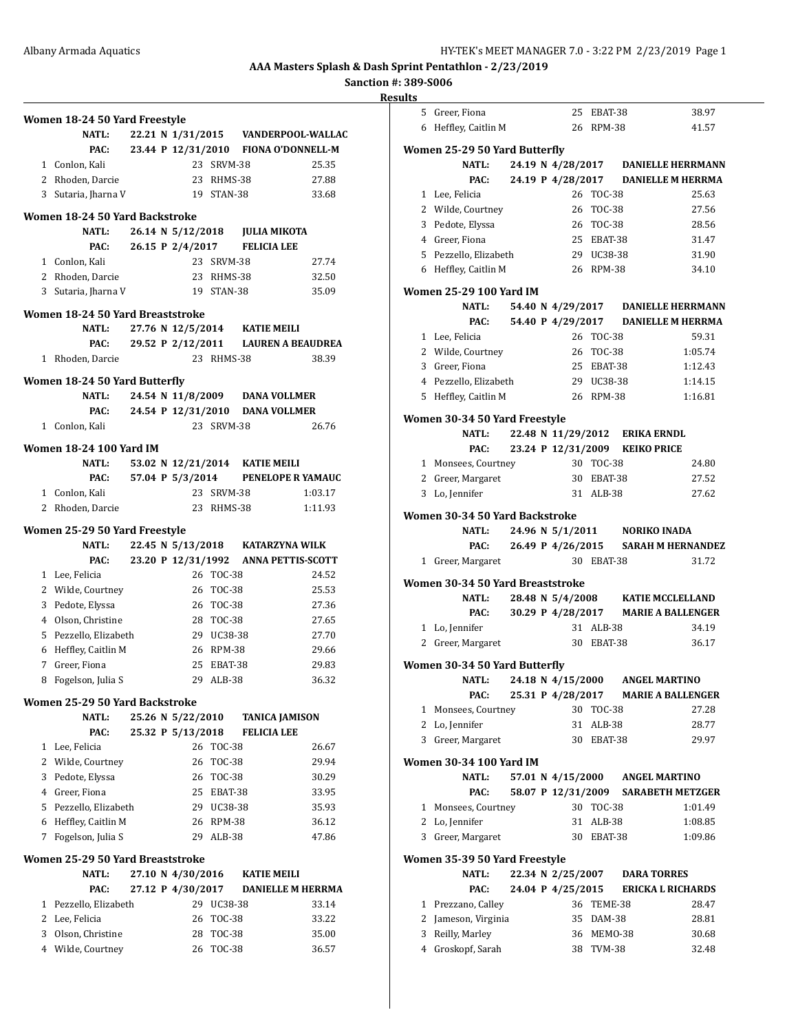# AAA Masters Splash & Dash Sprint Pentathlon - 2/23/2019

**Sanction #: 389-S006**

## Results

### Women 18-24 50 Yard Freestyle

| | | | | |
|---|---|---|---|---|
| NATL: | 22.21 N 1/31/2015 | VANDERPOOL-WALLAC | | |
| PAC: | 23.44 P 12/31/2010 | FIONA O'DONNELL-M | | |
| 1 | Conlon, Kali | 23 | SRVM-38 | 25.35 |
| 2 | Rhoden, Darcie | 23 | RHMS-38 | 27.88 |
| 3 | Sutaria, Jharna V | 19 | STAN-38 | 33.68 |

### Women 18-24 50 Yard Backstroke

| | | | | |
|---|---|---|---|---|
| NATL: | 26.14 N 5/12/2018 | JULIA MIKOTA | | |
| PAC: | 26.15 P 2/4/2017 | FELICIA LEE | | |
| 1 | Conlon, Kali | 23 | SRVM-38 | 27.74 |
| 2 | Rhoden, Darcie | 23 | RHMS-38 | 32.50 |
| 3 | Sutaria, Jharna V | 19 | STAN-38 | 35.09 |

### Women 18-24 50 Yard Breaststroke

| | | | | |
|---|---|---|---|---|
| NATL: | 27.76 N 12/5/2014 | KATIE MEILI | | |
| PAC: | 29.52 P 2/12/2011 | LAUREN A BEAUDREA | | |
| 1 | Rhoden, Darcie | 23 | RHMS-38 | 38.39 |

### Women 18-24 50 Yard Butterfly

| | | | | |
|---|---|---|---|---|
| NATL: | 24.54 N 11/8/2009 | DANA VOLLMER | | |
| PAC: | 24.54 P 12/31/2010 | DANA VOLLMER | | |
| 1 | Conlon, Kali | 23 | SRVM-38 | 26.76 |

### Women 18-24 100 Yard IM

| | | | | |
|---|---|---|---|---|
| NATL: | 53.02 N 12/21/2014 | KATIE MEILI | | |
| PAC: | 57.04 P 5/3/2014 | PENELOPE R YAMAUC | | |
| 1 | Conlon, Kali | 23 | SRVM-38 | 1:03.17 |
| 2 | Rhoden, Darcie | 23 | RHMS-38 | 1:11.93 |

### Women 25-29 50 Yard Freestyle

| | | | | |
|---|---|---|---|---|
| NATL: | 22.45 N 5/13/2018 | KATARZYNA WILK | | |
| PAC: | 23.20 P 12/31/1992 | ANNA PETTIS-SCOTT | | |
| 1 | Lee, Felicia | 26 | TOC-38 | 24.52 |
| 2 | Wilde, Courtney | 26 | TOC-38 | 25.53 |
| 3 | Pedote, Elyssa | 26 | TOC-38 | 27.36 |
| 4 | Olson, Christine | 28 | TOC-38 | 27.65 |
| 5 | Pezzello, Elizabeth | 29 | UC38-38 | 27.70 |
| 6 | Heffley, Caitlin M | 26 | RPM-38 | 29.66 |
| 7 | Greer, Fiona | 25 | EBAT-38 | 29.83 |
| 8 | Fogelson, Julia S | 29 | ALB-38 | 36.32 |

### Women 25-29 50 Yard Backstroke

| | | | | |
|---|---|---|---|---|
| NATL: | 25.26 N 5/22/2010 | TANICA JAMISON | | |
| PAC: | 25.32 P 5/13/2018 | FELICIA LEE | | |
| 1 | Lee, Felicia | 26 | TOC-38 | 26.67 |
| 2 | Wilde, Courtney | 26 | TOC-38 | 29.94 |
| 3 | Pedote, Elyssa | 26 | TOC-38 | 30.29 |
| 4 | Greer, Fiona | 25 | EBAT-38 | 33.95 |
| 5 | Pezzello, Elizabeth | 29 | UC38-38 | 35.93 |
| 6 | Heffley, Caitlin M | 26 | RPM-38 | 36.12 |
| 7 | Fogelson, Julia S | 29 | ALB-38 | 47.86 |

### Women 25-29 50 Yard Breaststroke

| | | | | |
|---|---|---|---|---|
| NATL: | 27.10 N 4/30/2016 | KATIE MEILI | | |
| PAC: | 27.12 P 4/30/2017 | DANIELLE M HERRMA | | |
| 1 | Pezzello, Elizabeth | 29 | UC38-38 | 33.14 |
| 2 | Lee, Felicia | 26 | TOC-38 | 33.22 |
| 3 | Olson, Christine | 28 | TOC-38 | 35.00 |
| 4 | Wilde, Courtney | 26 | TOC-38 | 36.57 |
| 5 | Greer, Fiona | 25 | EBAT-38 | 38.97 |
| 6 | Heffley, Caitlin M | 26 | RPM-38 | 41.57 |

### Women 25-29 50 Yard Butterfly

| | | | | |
|---|---|---|---|---|
| NATL: | 24.19 N 4/28/2017 | DANIELLE HERRMANN | | |
| PAC: | 24.19 P 4/28/2017 | DANIELLE M HERRMA | | |
| 1 | Lee, Felicia | 26 | TOC-38 | 25.63 |
| 2 | Wilde, Courtney | 26 | TOC-38 | 27.56 |
| 3 | Pedote, Elyssa | 26 | TOC-38 | 28.56 |
| 4 | Greer, Fiona | 25 | EBAT-38 | 31.47 |
| 5 | Pezzello, Elizabeth | 29 | UC38-38 | 31.90 |
| 6 | Heffley, Caitlin M | 26 | RPM-38 | 34.10 |

### Women 25-29 100 Yard IM

| | | | | |
|---|---|---|---|---|
| NATL: | 54.40 N 4/29/2017 | DANIELLE HERRMANN | | |
| PAC: | 54.40 P 4/29/2017 | DANIELLE M HERRMA | | |
| 1 | Lee, Felicia | 26 | TOC-38 | 59.31 |
| 2 | Wilde, Courtney | 26 | TOC-38 | 1:05.74 |
| 3 | Greer, Fiona | 25 | EBAT-38 | 1:12.43 |
| 4 | Pezzello, Elizabeth | 29 | UC38-38 | 1:14.15 |
| 5 | Heffley, Caitlin M | 26 | RPM-38 | 1:16.81 |

### Women 30-34 50 Yard Freestyle

| | | | | |
|---|---|---|---|---|
| NATL: | 22.48 N 11/29/2012 | ERIKA ERNDL | | |
| PAC: | 23.24 P 12/31/2009 | KEIKO PRICE | | |
| 1 | Monsees, Courtney | 30 | TOC-38 | 24.80 |
| 2 | Greer, Margaret | 30 | EBAT-38 | 27.52 |
| 3 | Lo, Jennifer | 31 | ALB-38 | 27.62 |

### Women 30-34 50 Yard Backstroke

| | | | | |
|---|---|---|---|---|
| NATL: | 24.96 N 5/1/2011 | NORIKO INADA | | |
| PAC: | 26.49 P 4/26/2015 | SARAH M HERNANDEZ | | |
| 1 | Greer, Margaret | 30 | EBAT-38 | 31.72 |

### Women 30-34 50 Yard Breaststroke

| | | | | |
|---|---|---|---|---|
| NATL: | 28.48 N 5/4/2008 | KATIE MCCLELLAND | | |
| PAC: | 30.29 P 4/28/2017 | MARIE A BALLENGER | | |
| 1 | Lo, Jennifer | 31 | ALB-38 | 34.19 |
| 2 | Greer, Margaret | 30 | EBAT-38 | 36.17 |

### Women 30-34 50 Yard Butterfly

| | | | | |
|---|---|---|---|---|
| NATL: | 24.18 N 4/15/2000 | ANGEL MARTINO | | |
| PAC: | 25.31 P 4/28/2017 | MARIE A BALLENGER | | |
| 1 | Monsees, Courtney | 30 | TOC-38 | 27.28 |
| 2 | Lo, Jennifer | 31 | ALB-38 | 28.77 |
| 3 | Greer, Margaret | 30 | EBAT-38 | 29.97 |

### Women 30-34 100 Yard IM

| | | | | |
|---|---|---|---|---|
| NATL: | 57.01 N 4/15/2000 | ANGEL MARTINO | | |
| PAC: | 58.07 P 12/31/2009 | SARABETH METZGER | | |
| 1 | Monsees, Courtney | 30 | TOC-38 | 1:01.49 |
| 2 | Lo, Jennifer | 31 | ALB-38 | 1:08.85 |
| 3 | Greer, Margaret | 30 | EBAT-38 | 1:09.86 |

### Women 35-39 50 Yard Freestyle

| | | | | |
|---|---|---|---|---|
| NATL: | 22.34 N 2/25/2007 | DARA TORRES | | |
| PAC: | 24.04 P 4/25/2015 | ERICKA L RICHARDS | | |
| 1 | Prezzano, Calley | 36 | TEME-38 | 28.47 |
| 2 | Jameson, Virginia | 35 | DAM-38 | 28.81 |
| 3 | Reilly, Marley | 36 | MEMO-38 | 30.68 |
| 4 | Groskopf, Sarah | 38 | TVM-38 | 32.48 |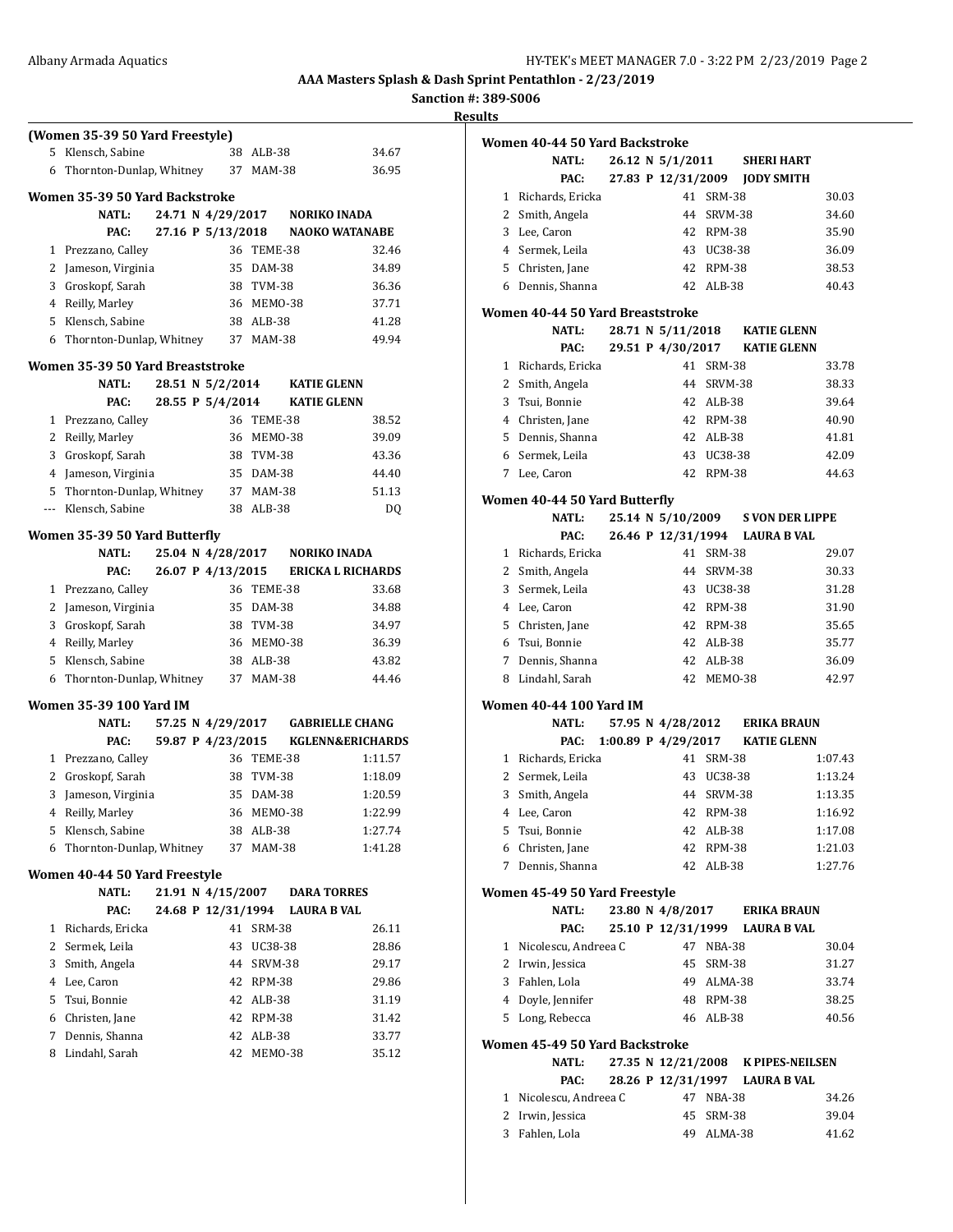### (Women 35-39 50 Yard Freestyle)

| Place | Name | Age | Team | Time |
|---|---|---|---|---|
| 5 | Klensch, Sabine | 38 | ALB-38 | 34.67 |
| 6 | Thornton-Dunlap, Whitney | 37 | MAM-38 | 36.95 |

### Women 35-39 50 Yard Backstroke

NATL: 24.71 N 4/29/2017 NORIKO INADA
PAC: 27.16 P 5/13/2018 NAOKO WATANABE

| Place | Name | Age | Team | Time |
|---|---|---|---|---|
| 1 | Prezzano, Calley | 36 | TEME-38 | 32.46 |
| 2 | Jameson, Virginia | 35 | DAM-38 | 34.89 |
| 3 | Groskopf, Sarah | 38 | TVM-38 | 36.36 |
| 4 | Reilly, Marley | 36 | MEMO-38 | 37.71 |
| 5 | Klensch, Sabine | 38 | ALB-38 | 41.28 |
| 6 | Thornton-Dunlap, Whitney | 37 | MAM-38 | 49.94 |

### Women 35-39 50 Yard Breaststroke

NATL: 28.51 N 5/2/2014 KATIE GLENN
PAC: 28.55 P 5/4/2014 KATIE GLENN

| Place | Name | Age | Team | Time |
|---|---|---|---|---|
| 1 | Prezzano, Calley | 36 | TEME-38 | 38.52 |
| 2 | Reilly, Marley | 36 | MEMO-38 | 39.09 |
| 3 | Groskopf, Sarah | 38 | TVM-38 | 43.36 |
| 4 | Jameson, Virginia | 35 | DAM-38 | 44.40 |
| 5 | Thornton-Dunlap, Whitney | 37 | MAM-38 | 51.13 |
| --- | Klensch, Sabine | 38 | ALB-38 | DQ |

### Women 35-39 50 Yard Butterfly

NATL: 25.04 N 4/28/2017 NORIKO INADA
PAC: 26.07 P 4/13/2015 ERICKA L RICHARDS

| Place | Name | Age | Team | Time |
|---|---|---|---|---|
| 1 | Prezzano, Calley | 36 | TEME-38 | 33.68 |
| 2 | Jameson, Virginia | 35 | DAM-38 | 34.88 |
| 3 | Groskopf, Sarah | 38 | TVM-38 | 34.97 |
| 4 | Reilly, Marley | 36 | MEMO-38 | 36.39 |
| 5 | Klensch, Sabine | 38 | ALB-38 | 43.82 |
| 6 | Thornton-Dunlap, Whitney | 37 | MAM-38 | 44.46 |

### Women 35-39 100 Yard IM

NATL: 57.25 N 4/29/2017 GABRIELLE CHANG
PAC: 59.87 P 4/23/2015 KGLENN&ERICHARDS

| Place | Name | Age | Team | Time |
|---|---|---|---|---|
| 1 | Prezzano, Calley | 36 | TEME-38 | 1:11.57 |
| 2 | Groskopf, Sarah | 38 | TVM-38 | 1:18.09 |
| 3 | Jameson, Virginia | 35 | DAM-38 | 1:20.59 |
| 4 | Reilly, Marley | 36 | MEMO-38 | 1:22.99 |
| 5 | Klensch, Sabine | 38 | ALB-38 | 1:27.74 |
| 6 | Thornton-Dunlap, Whitney | 37 | MAM-38 | 1:41.28 |

### Women 40-44 50 Yard Freestyle

NATL: 21.91 N 4/15/2007 DARA TORRES
PAC: 24.68 P 12/31/1994 LAURA B VAL

| Place | Name | Age | Team | Time |
|---|---|---|---|---|
| 1 | Richards, Ericka | 41 | SRM-38 | 26.11 |
| 2 | Sermek, Leila | 43 | UC38-38 | 28.86 |
| 3 | Smith, Angela | 44 | SRVM-38 | 29.17 |
| 4 | Lee, Caron | 42 | RPM-38 | 29.86 |
| 5 | Tsui, Bonnie | 42 | ALB-38 | 31.19 |
| 6 | Christen, Jane | 42 | RPM-38 | 31.42 |
| 7 | Dennis, Shanna | 42 | ALB-38 | 33.77 |
| 8 | Lindahl, Sarah | 42 | MEMO-38 | 35.12 |

### Women 40-44 50 Yard Backstroke

NATL: 26.12 N 5/1/2011 SHERI HART
PAC: 27.83 P 12/31/2009 JODY SMITH

| Place | Name | Age | Team | Time |
|---|---|---|---|---|
| 1 | Richards, Ericka | 41 | SRM-38 | 30.03 |
| 2 | Smith, Angela | 44 | SRVM-38 | 34.60 |
| 3 | Lee, Caron | 42 | RPM-38 | 35.90 |
| 4 | Sermek, Leila | 43 | UC38-38 | 36.09 |
| 5 | Christen, Jane | 42 | RPM-38 | 38.53 |
| 6 | Dennis, Shanna | 42 | ALB-38 | 40.43 |

### Women 40-44 50 Yard Breaststroke

NATL: 28.71 N 5/11/2018 KATIE GLENN
PAC: 29.51 P 4/30/2017 KATIE GLENN

| Place | Name | Age | Team | Time |
|---|---|---|---|---|
| 1 | Richards, Ericka | 41 | SRM-38 | 33.78 |
| 2 | Smith, Angela | 44 | SRVM-38 | 38.33 |
| 3 | Tsui, Bonnie | 42 | ALB-38 | 39.64 |
| 4 | Christen, Jane | 42 | RPM-38 | 40.90 |
| 5 | Dennis, Shanna | 42 | ALB-38 | 41.81 |
| 6 | Sermek, Leila | 43 | UC38-38 | 42.09 |
| 7 | Lee, Caron | 42 | RPM-38 | 44.63 |

### Women 40-44 50 Yard Butterfly

NATL: 25.14 N 5/10/2009 S VON DER LIPPE
PAC: 26.46 P 12/31/1994 LAURA B VAL

| Place | Name | Age | Team | Time |
|---|---|---|---|---|
| 1 | Richards, Ericka | 41 | SRM-38 | 29.07 |
| 2 | Smith, Angela | 44 | SRVM-38 | 30.33 |
| 3 | Sermek, Leila | 43 | UC38-38 | 31.28 |
| 4 | Lee, Caron | 42 | RPM-38 | 31.90 |
| 5 | Christen, Jane | 42 | RPM-38 | 35.65 |
| 6 | Tsui, Bonnie | 42 | ALB-38 | 35.77 |
| 7 | Dennis, Shanna | 42 | ALB-38 | 36.09 |
| 8 | Lindahl, Sarah | 42 | MEMO-38 | 42.97 |

### Women 40-44 100 Yard IM

NATL: 57.95 N 4/28/2012 ERIKA BRAUN
PAC: 1:00.89 P 4/29/2017 KATIE GLENN

| Place | Name | Age | Team | Time |
|---|---|---|---|---|
| 1 | Richards, Ericka | 41 | SRM-38 | 1:07.43 |
| 2 | Sermek, Leila | 43 | UC38-38 | 1:13.24 |
| 3 | Smith, Angela | 44 | SRVM-38 | 1:13.35 |
| 4 | Lee, Caron | 42 | RPM-38 | 1:16.92 |
| 5 | Tsui, Bonnie | 42 | ALB-38 | 1:17.08 |
| 6 | Christen, Jane | 42 | RPM-38 | 1:21.03 |
| 7 | Dennis, Shanna | 42 | ALB-38 | 1:27.76 |

### Women 45-49 50 Yard Freestyle

NATL: 23.80 N 4/8/2017 ERIKA BRAUN
PAC: 25.10 P 12/31/1999 LAURA B VAL

| Place | Name | Age | Team | Time |
|---|---|---|---|---|
| 1 | Nicolescu, Andreea C | 47 | NBA-38 | 30.04 |
| 2 | Irwin, Jessica | 45 | SRM-38 | 31.27 |
| 3 | Fahlen, Lola | 49 | ALMA-38 | 33.74 |
| 4 | Doyle, Jennifer | 48 | RPM-38 | 38.25 |
| 5 | Long, Rebecca | 46 | ALB-38 | 40.56 |

### Women 45-49 50 Yard Backstroke

NATL: 27.35 N 12/21/2008 K PIPES-NEILSEN
PAC: 28.26 P 12/31/1997 LAURA B VAL

| Place | Name | Age | Team | Time |
|---|---|---|---|---|
| 1 | Nicolescu, Andreea C | 47 | NBA-38 | 34.26 |
| 2 | Irwin, Jessica | 45 | SRM-38 | 39.04 |
| 3 | Fahlen, Lola | 49 | ALMA-38 | 41.62 |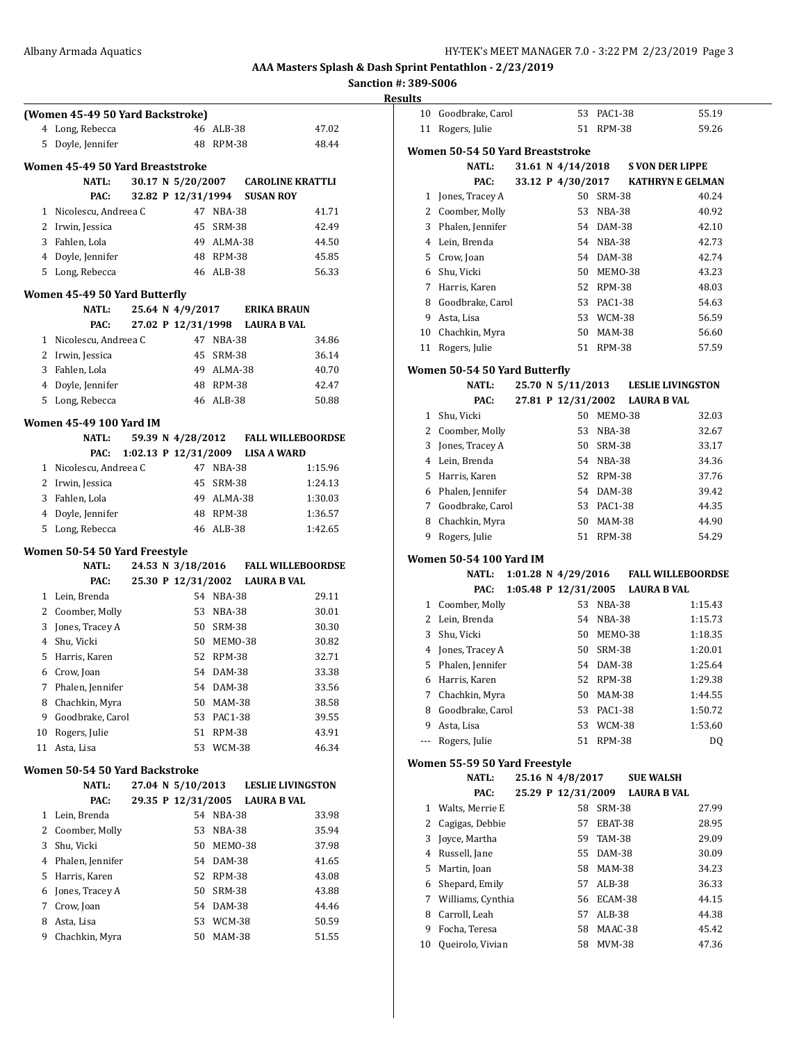## AAA Masters Splash & Dash Sprint Pentathlon - 2/23/2019

**Sanction #: 389-S006**

**Results**

### (Women 45-49 50 Yard Backstroke)

| | Name | Age | Team | Time |
|---|---|---|---|---|
| 4 | Long, Rebecca | 46 | ALB-38 | 47.02 |
| 5 | Doyle, Jennifer | 48 | RPM-38 | 48.44 |

### Women 45-49 50 Yard Breaststroke

NATL: 30.17 N 5/20/2007 CAROLINE KRATTLI
PAC: 32.82 P 12/31/1994 SUSAN ROY

| | Name | Age | Team | Time |
|---|---|---|---|---|
| 1 | Nicolescu, Andreea C | 47 | NBA-38 | 41.71 |
| 2 | Irwin, Jessica | 45 | SRM-38 | 42.49 |
| 3 | Fahlen, Lola | 49 | ALMA-38 | 44.50 |
| 4 | Doyle, Jennifer | 48 | RPM-38 | 45.85 |
| 5 | Long, Rebecca | 46 | ALB-38 | 56.33 |

### Women 45-49 50 Yard Butterfly

NATL: 25.64 N 4/9/2017 ERIKA BRAUN
PAC: 27.02 P 12/31/1998 LAURA B VAL

| | Name | Age | Team | Time |
|---|---|---|---|---|
| 1 | Nicolescu, Andreea C | 47 | NBA-38 | 34.86 |
| 2 | Irwin, Jessica | 45 | SRM-38 | 36.14 |
| 3 | Fahlen, Lola | 49 | ALMA-38 | 40.70 |
| 4 | Doyle, Jennifer | 48 | RPM-38 | 42.47 |
| 5 | Long, Rebecca | 46 | ALB-38 | 50.88 |

### Women 45-49 100 Yard IM

NATL: 59.39 N 4/28/2012 FALL WILLEBOORDSE
PAC: 1:02.13 P 12/31/2009 LISA A WARD

| | Name | Age | Team | Time |
|---|---|---|---|---|
| 1 | Nicolescu, Andreea C | 47 | NBA-38 | 1:15.96 |
| 2 | Irwin, Jessica | 45 | SRM-38 | 1:24.13 |
| 3 | Fahlen, Lola | 49 | ALMA-38 | 1:30.03 |
| 4 | Doyle, Jennifer | 48 | RPM-38 | 1:36.57 |
| 5 | Long, Rebecca | 46 | ALB-38 | 1:42.65 |

### Women 50-54 50 Yard Freestyle

NATL: 24.53 N 3/18/2016 FALL WILLEBOORDSE
PAC: 25.30 P 12/31/2002 LAURA B VAL

| | Name | Age | Team | Time |
|---|---|---|---|---|
| 1 | Lein, Brenda | 54 | NBA-38 | 29.11 |
| 2 | Coomber, Molly | 53 | NBA-38 | 30.01 |
| 3 | Jones, Tracey A | 50 | SRM-38 | 30.30 |
| 4 | Shu, Vicki | 50 | MEMO-38 | 30.82 |
| 5 | Harris, Karen | 52 | RPM-38 | 32.71 |
| 6 | Crow, Joan | 54 | DAM-38 | 33.38 |
| 7 | Phalen, Jennifer | 54 | DAM-38 | 33.56 |
| 8 | Chachkin, Myra | 50 | MAM-38 | 38.58 |
| 9 | Goodbrake, Carol | 53 | PAC1-38 | 39.55 |
| 10 | Rogers, Julie | 51 | RPM-38 | 43.91 |
| 11 | Asta, Lisa | 53 | WCM-38 | 46.34 |

### Women 50-54 50 Yard Backstroke

NATL: 27.04 N 5/10/2013 LESLIE LIVINGSTON
PAC: 29.35 P 12/31/2005 LAURA B VAL

| | Name | Age | Team | Time |
|---|---|---|---|---|
| 1 | Lein, Brenda | 54 | NBA-38 | 33.98 |
| 2 | Coomber, Molly | 53 | NBA-38 | 35.94 |
| 3 | Shu, Vicki | 50 | MEMO-38 | 37.98 |
| 4 | Phalen, Jennifer | 54 | DAM-38 | 41.65 |
| 5 | Harris, Karen | 52 | RPM-38 | 43.08 |
| 6 | Jones, Tracey A | 50 | SRM-38 | 43.88 |
| 7 | Crow, Joan | 54 | DAM-38 | 44.46 |
| 8 | Asta, Lisa | 53 | WCM-38 | 50.59 |
| 9 | Chachkin, Myra | 50 | MAM-38 | 51.55 |
| 10 | Goodbrake, Carol | 53 | PAC1-38 | 55.19 |
| 11 | Rogers, Julie | 51 | RPM-38 | 59.26 |

### Women 50-54 50 Yard Breaststroke

NATL: 31.61 N 4/14/2018 S VON DER LIPPE
PAC: 33.12 P 4/30/2017 KATHRYN E GELMAN

| | Name | Age | Team | Time |
|---|---|---|---|---|
| 1 | Jones, Tracey A | 50 | SRM-38 | 40.24 |
| 2 | Coomber, Molly | 53 | NBA-38 | 40.92 |
| 3 | Phalen, Jennifer | 54 | DAM-38 | 42.10 |
| 4 | Lein, Brenda | 54 | NBA-38 | 42.73 |
| 5 | Crow, Joan | 54 | DAM-38 | 42.74 |
| 6 | Shu, Vicki | 50 | MEMO-38 | 43.23 |
| 7 | Harris, Karen | 52 | RPM-38 | 48.03 |
| 8 | Goodbrake, Carol | 53 | PAC1-38 | 54.63 |
| 9 | Asta, Lisa | 53 | WCM-38 | 56.59 |
| 10 | Chachkin, Myra | 50 | MAM-38 | 56.60 |
| 11 | Rogers, Julie | 51 | RPM-38 | 57.59 |

### Women 50-54 50 Yard Butterfly

NATL: 25.70 N 5/11/2013 LESLIE LIVINGSTON
PAC: 27.81 P 12/31/2002 LAURA B VAL

| | Name | Age | Team | Time |
|---|---|---|---|---|
| 1 | Shu, Vicki | 50 | MEMO-38 | 32.03 |
| 2 | Coomber, Molly | 53 | NBA-38 | 32.67 |
| 3 | Jones, Tracey A | 50 | SRM-38 | 33.17 |
| 4 | Lein, Brenda | 54 | NBA-38 | 34.36 |
| 5 | Harris, Karen | 52 | RPM-38 | 37.76 |
| 6 | Phalen, Jennifer | 54 | DAM-38 | 39.42 |
| 7 | Goodbrake, Carol | 53 | PAC1-38 | 44.35 |
| 8 | Chachkin, Myra | 50 | MAM-38 | 44.90 |
| 9 | Rogers, Julie | 51 | RPM-38 | 54.29 |

### Women 50-54 100 Yard IM

NATL: 1:01.28 N 4/29/2016 FALL WILLEBOORDSE
PAC: 1:05.48 P 12/31/2005 LAURA B VAL

| | Name | Age | Team | Time |
|---|---|---|---|---|
| 1 | Coomber, Molly | 53 | NBA-38 | 1:15.43 |
| 2 | Lein, Brenda | 54 | NBA-38 | 1:15.73 |
| 3 | Shu, Vicki | 50 | MEMO-38 | 1:18.35 |
| 4 | Jones, Tracey A | 50 | SRM-38 | 1:20.01 |
| 5 | Phalen, Jennifer | 54 | DAM-38 | 1:25.64 |
| 6 | Harris, Karen | 52 | RPM-38 | 1:29.38 |
| 7 | Chachkin, Myra | 50 | MAM-38 | 1:44.55 |
| 8 | Goodbrake, Carol | 53 | PAC1-38 | 1:50.72 |
| 9 | Asta, Lisa | 53 | WCM-38 | 1:53.60 |
| --- | Rogers, Julie | 51 | RPM-38 | DQ |

### Women 55-59 50 Yard Freestyle

NATL: 25.16 N 4/8/2017 SUE WALSH
PAC: 25.29 P 12/31/2009 LAURA B VAL

| | Name | Age | Team | Time |
|---|---|---|---|---|
| 1 | Walts, Merrie E | 58 | SRM-38 | 27.99 |
| 2 | Cagigas, Debbie | 57 | EBAT-38 | 28.95 |
| 3 | Joyce, Martha | 59 | TAM-38 | 29.09 |
| 4 | Russell, Jane | 55 | DAM-38 | 30.09 |
| 5 | Martin, Joan | 58 | MAM-38 | 34.23 |
| 6 | Shepard, Emily | 57 | ALB-38 | 36.33 |
| 7 | Williams, Cynthia | 56 | ECAM-38 | 44.15 |
| 8 | Carroll, Leah | 57 | ALB-38 | 44.38 |
| 9 | Focha, Teresa | 58 | MAAC-38 | 45.42 |
| 10 | Queirolo, Vivian | 58 | MVM-38 | 47.36 |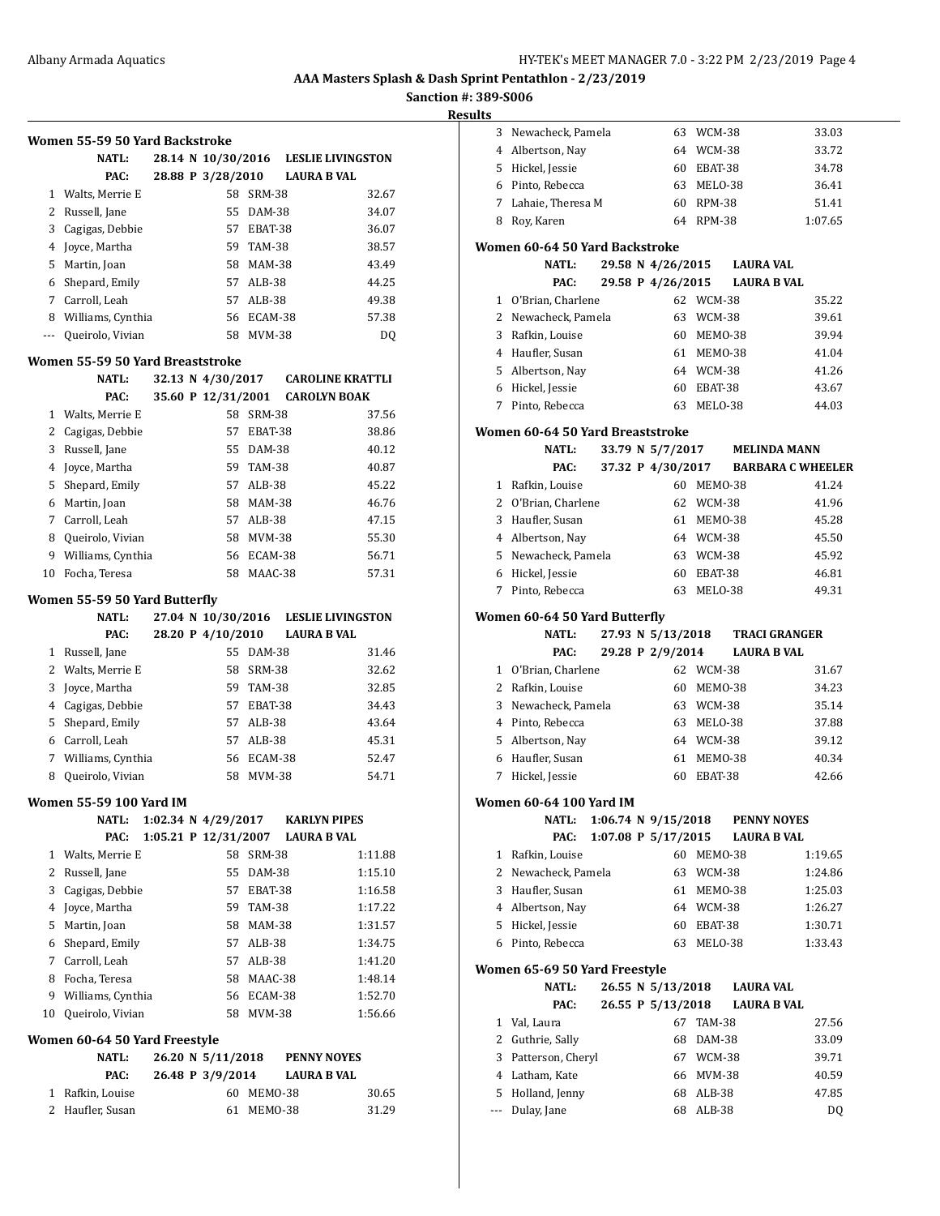## AAA Masters Splash & Dash Sprint Pentathlon - 2/23/2019

**Sanction #: 389-S006**

**Results**

### Women 55-59 50 Yard Backstroke

| | | | | |
|---|---|---|---|---|
| NATL: | 28.14 N 10/30/2016 | LESLIE LIVINGSTON | | |
| PAC: | 28.88 P 3/28/2010 | LAURA B VAL | | |
| 1 | Walts, Merrie E | 58 | SRM-38 | 32.67 |
| 2 | Russell, Jane | 55 | DAM-38 | 34.07 |
| 3 | Cagigas, Debbie | 57 | EBAT-38 | 36.07 |
| 4 | Joyce, Martha | 59 | TAM-38 | 38.57 |
| 5 | Martin, Joan | 58 | MAM-38 | 43.49 |
| 6 | Shepard, Emily | 57 | ALB-38 | 44.25 |
| 7 | Carroll, Leah | 57 | ALB-38 | 49.38 |
| 8 | Williams, Cynthia | 56 | ECAM-38 | 57.38 |
| --- | Queirolo, Vivian | 58 | MVM-38 | DQ |

### Women 55-59 50 Yard Breaststroke

| | | | | |
|---|---|---|---|---|
| NATL: | 32.13 N 4/30/2017 | CAROLINE KRATTLI | | |
| PAC: | 35.60 P 12/31/2001 | CAROLYN BOAK | | |
| 1 | Walts, Merrie E | 58 | SRM-38 | 37.56 |
| 2 | Cagigas, Debbie | 57 | EBAT-38 | 38.86 |
| 3 | Russell, Jane | 55 | DAM-38 | 40.12 |
| 4 | Joyce, Martha | 59 | TAM-38 | 40.87 |
| 5 | Shepard, Emily | 57 | ALB-38 | 45.22 |
| 6 | Martin, Joan | 58 | MAM-38 | 46.76 |
| 7 | Carroll, Leah | 57 | ALB-38 | 47.15 |
| 8 | Queirolo, Vivian | 58 | MVM-38 | 55.30 |
| 9 | Williams, Cynthia | 56 | ECAM-38 | 56.71 |
| 10 | Focha, Teresa | 58 | MAAC-38 | 57.31 |

### Women 55-59 50 Yard Butterfly

| | | | | |
|---|---|---|---|---|
| NATL: | 27.04 N 10/30/2016 | LESLIE LIVINGSTON | | |
| PAC: | 28.20 P 4/10/2010 | LAURA B VAL | | |
| 1 | Russell, Jane | 55 | DAM-38 | 31.46 |
| 2 | Walts, Merrie E | 58 | SRM-38 | 32.62 |
| 3 | Joyce, Martha | 59 | TAM-38 | 32.85 |
| 4 | Cagigas, Debbie | 57 | EBAT-38 | 34.43 |
| 5 | Shepard, Emily | 57 | ALB-38 | 43.64 |
| 6 | Carroll, Leah | 57 | ALB-38 | 45.31 |
| 7 | Williams, Cynthia | 56 | ECAM-38 | 52.47 |
| 8 | Queirolo, Vivian | 58 | MVM-38 | 54.71 |

### Women 55-59 100 Yard IM

| | | | | |
|---|---|---|---|---|
| NATL: | 1:02.34 N 4/29/2017 | KARLYN PIPES | | |
| PAC: | 1:05.21 P 12/31/2007 | LAURA B VAL | | |
| 1 | Walts, Merrie E | 58 | SRM-38 | 1:11.88 |
| 2 | Russell, Jane | 55 | DAM-38 | 1:15.10 |
| 3 | Cagigas, Debbie | 57 | EBAT-38 | 1:16.58 |
| 4 | Joyce, Martha | 59 | TAM-38 | 1:17.22 |
| 5 | Martin, Joan | 58 | MAM-38 | 1:31.57 |
| 6 | Shepard, Emily | 57 | ALB-38 | 1:34.75 |
| 7 | Carroll, Leah | 57 | ALB-38 | 1:41.20 |
| 8 | Focha, Teresa | 58 | MAAC-38 | 1:48.14 |
| 9 | Williams, Cynthia | 56 | ECAM-38 | 1:52.70 |
| 10 | Queirolo, Vivian | 58 | MVM-38 | 1:56.66 |

### Women 60-64 50 Yard Freestyle

| | | | | |
|---|---|---|---|---|
| NATL: | 26.20 N 5/11/2018 | PENNY NOYES | | |
| PAC: | 26.48 P 3/9/2014 | LAURA B VAL | | |
| 1 | Rafkin, Louise | 60 | MEMO-38 | 30.65 |
| 2 | Haufler, Susan | 61 | MEMO-38 | 31.29 |
| 3 | Newacheck, Pamela | 63 | WCM-38 | 33.03 |
| 4 | Albertson, Nay | 64 | WCM-38 | 33.72 |
| 5 | Hickel, Jessie | 60 | EBAT-38 | 34.78 |
| 6 | Pinto, Rebecca | 63 | MELO-38 | 36.41 |
| 7 | Lahaie, Theresa M | 60 | RPM-38 | 51.41 |
| 8 | Roy, Karen | 64 | RPM-38 | 1:07.65 |

### Women 60-64 50 Yard Backstroke

| | | | | |
|---|---|---|---|---|
| NATL: | 29.58 N 4/26/2015 | LAURA VAL | | |
| PAC: | 29.58 P 4/26/2015 | LAURA B VAL | | |
| 1 | O'Brian, Charlene | 62 | WCM-38 | 35.22 |
| 2 | Newacheck, Pamela | 63 | WCM-38 | 39.61 |
| 3 | Rafkin, Louise | 60 | MEMO-38 | 39.94 |
| 4 | Haufler, Susan | 61 | MEMO-38 | 41.04 |
| 5 | Albertson, Nay | 64 | WCM-38 | 41.26 |
| 6 | Hickel, Jessie | 60 | EBAT-38 | 43.67 |
| 7 | Pinto, Rebecca | 63 | MELO-38 | 44.03 |

### Women 60-64 50 Yard Breaststroke

| | | | | |
|---|---|---|---|---|
| NATL: | 33.79 N 5/7/2017 | MELINDA MANN | | |
| PAC: | 37.32 P 4/30/2017 | BARBARA C WHEELER | | |
| 1 | Rafkin, Louise | 60 | MEMO-38 | 41.24 |
| 2 | O'Brian, Charlene | 62 | WCM-38 | 41.96 |
| 3 | Haufler, Susan | 61 | MEMO-38 | 45.28 |
| 4 | Albertson, Nay | 64 | WCM-38 | 45.50 |
| 5 | Newacheck, Pamela | 63 | WCM-38 | 45.92 |
| 6 | Hickel, Jessie | 60 | EBAT-38 | 46.81 |
| 7 | Pinto, Rebecca | 63 | MELO-38 | 49.31 |

### Women 60-64 50 Yard Butterfly

| | | | | |
|---|---|---|---|---|
| NATL: | 27.93 N 5/13/2018 | TRACI GRANGER | | |
| PAC: | 29.28 P 2/9/2014 | LAURA B VAL | | |
| 1 | O'Brian, Charlene | 62 | WCM-38 | 31.67 |
| 2 | Rafkin, Louise | 60 | MEMO-38 | 34.23 |
| 3 | Newacheck, Pamela | 63 | WCM-38 | 35.14 |
| 4 | Pinto, Rebecca | 63 | MELO-38 | 37.88 |
| 5 | Albertson, Nay | 64 | WCM-38 | 39.12 |
| 6 | Haufler, Susan | 61 | MEMO-38 | 40.34 |
| 7 | Hickel, Jessie | 60 | EBAT-38 | 42.66 |

### Women 60-64 100 Yard IM

| | | | | |
|---|---|---|---|---|
| NATL: | 1:06.74 N 9/15/2018 | PENNY NOYES | | |
| PAC: | 1:07.08 P 5/17/2015 | LAURA B VAL | | |
| 1 | Rafkin, Louise | 60 | MEMO-38 | 1:19.65 |
| 2 | Newacheck, Pamela | 63 | WCM-38 | 1:24.86 |
| 3 | Haufler, Susan | 61 | MEMO-38 | 1:25.03 |
| 4 | Albertson, Nay | 64 | WCM-38 | 1:26.27 |
| 5 | Hickel, Jessie | 60 | EBAT-38 | 1:30.71 |
| 6 | Pinto, Rebecca | 63 | MELO-38 | 1:33.43 |

### Women 65-69 50 Yard Freestyle

| | | | | |
|---|---|---|---|---|
| NATL: | 26.55 N 5/13/2018 | LAURA VAL | | |
| PAC: | 26.55 P 5/13/2018 | LAURA B VAL | | |
| 1 | Val, Laura | 67 | TAM-38 | 27.56 |
| 2 | Guthrie, Sally | 68 | DAM-38 | 33.09 |
| 3 | Patterson, Cheryl | 67 | WCM-38 | 39.71 |
| 4 | Latham, Kate | 66 | MVM-38 | 40.59 |
| 5 | Holland, Jenny | 68 | ALB-38 | 47.85 |
| --- | Dulay, Jane | 68 | ALB-38 | DQ |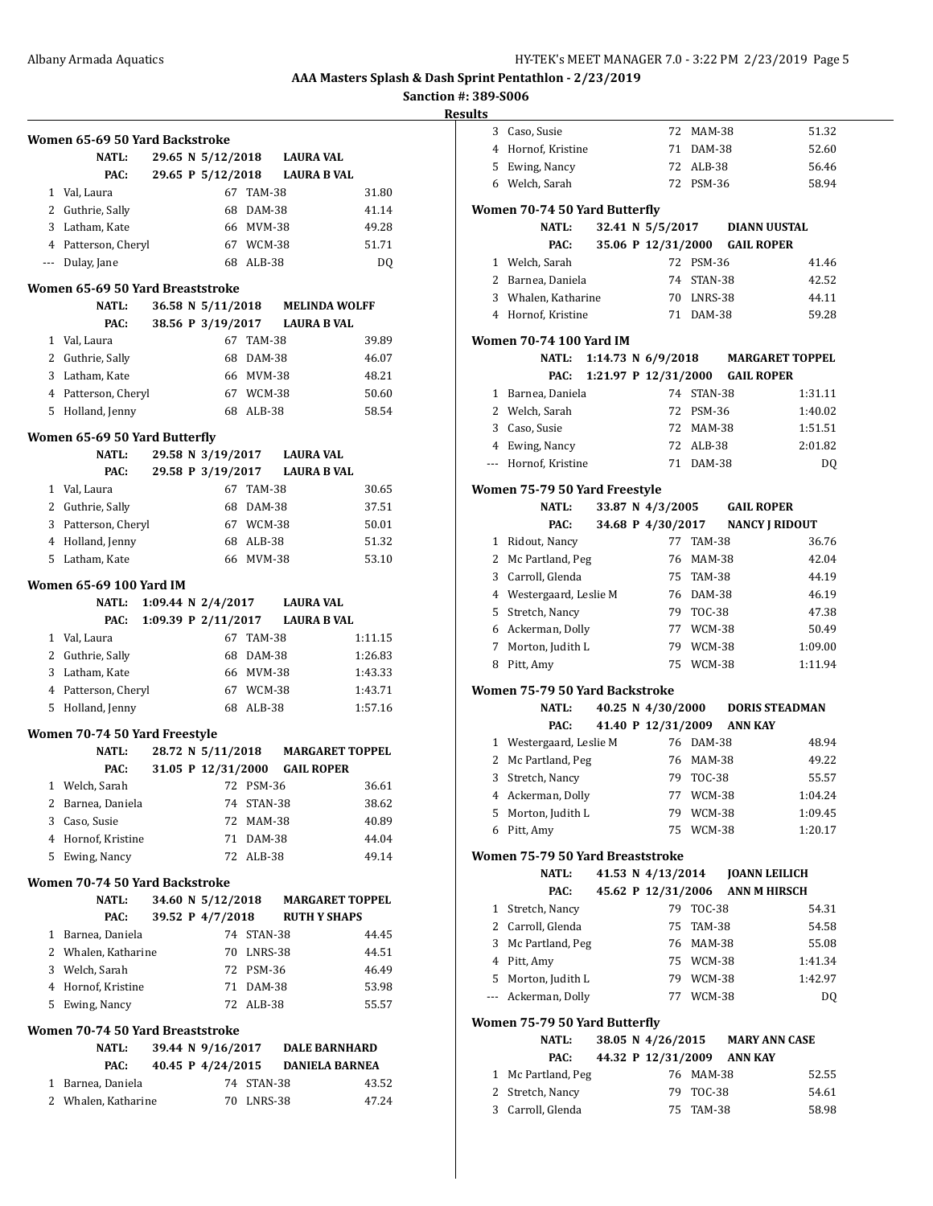## AAA Masters Splash & Dash Sprint Pentathlon - 2/23/2019

**Sanction #: 389-S006**

**Results**

### Women 65-69 50 Yard Backstroke

NATL: 29.65 N 5/12/2018 LAURA VAL
PAC: 29.65 P 5/12/2018 LAURA B VAL

| Place | Name | Age | Team | Time |
|---|---|---|---|---|
| 1 | Val, Laura | 67 | TAM-38 | 31.80 |
| 2 | Guthrie, Sally | 68 | DAM-38 | 41.14 |
| 3 | Latham, Kate | 66 | MVM-38 | 49.28 |
| 4 | Patterson, Cheryl | 67 | WCM-38 | 51.71 |
| --- | Dulay, Jane | 68 | ALB-38 | DQ |

### Women 65-69 50 Yard Breaststroke

NATL: 36.58 N 5/11/2018 MELINDA WOLFF
PAC: 38.56 P 3/19/2017 LAURA B VAL

| Place | Name | Age | Team | Time |
|---|---|---|---|---|
| 1 | Val, Laura | 67 | TAM-38 | 39.89 |
| 2 | Guthrie, Sally | 68 | DAM-38 | 46.07 |
| 3 | Latham, Kate | 66 | MVM-38 | 48.21 |
| 4 | Patterson, Cheryl | 67 | WCM-38 | 50.60 |
| 5 | Holland, Jenny | 68 | ALB-38 | 58.54 |

### Women 65-69 50 Yard Butterfly

NATL: 29.58 N 3/19/2017 LAURA VAL
PAC: 29.58 P 3/19/2017 LAURA B VAL

| Place | Name | Age | Team | Time |
|---|---|---|---|---|
| 1 | Val, Laura | 67 | TAM-38 | 30.65 |
| 2 | Guthrie, Sally | 68 | DAM-38 | 37.51 |
| 3 | Patterson, Cheryl | 67 | WCM-38 | 50.01 |
| 4 | Holland, Jenny | 68 | ALB-38 | 51.32 |
| 5 | Latham, Kate | 66 | MVM-38 | 53.10 |

### Women 65-69 100 Yard IM

NATL: 1:09.44 N 2/4/2017 LAURA VAL
PAC: 1:09.39 P 2/11/2017 LAURA B VAL

| Place | Name | Age | Team | Time |
|---|---|---|---|---|
| 1 | Val, Laura | 67 | TAM-38 | 1:11.15 |
| 2 | Guthrie, Sally | 68 | DAM-38 | 1:26.83 |
| 3 | Latham, Kate | 66 | MVM-38 | 1:43.33 |
| 4 | Patterson, Cheryl | 67 | WCM-38 | 1:43.71 |
| 5 | Holland, Jenny | 68 | ALB-38 | 1:57.16 |

### Women 70-74 50 Yard Freestyle

NATL: 28.72 N 5/11/2018 MARGARET TOPPEL
PAC: 31.05 P 12/31/2000 GAIL ROPER

| Place | Name | Age | Team | Time |
|---|---|---|---|---|
| 1 | Welch, Sarah | 72 | PSM-36 | 36.61 |
| 2 | Barnea, Daniela | 74 | STAN-38 | 38.62 |
| 3 | Caso, Susie | 72 | MAM-38 | 40.89 |
| 4 | Hornof, Kristine | 71 | DAM-38 | 44.04 |
| 5 | Ewing, Nancy | 72 | ALB-38 | 49.14 |

### Women 70-74 50 Yard Backstroke

NATL: 34.60 N 5/12/2018 MARGARET TOPPEL
PAC: 39.52 P 4/7/2018 RUTH Y SHAPS

| Place | Name | Age | Team | Time |
|---|---|---|---|---|
| 1 | Barnea, Daniela | 74 | STAN-38 | 44.45 |
| 2 | Whalen, Katharine | 70 | LNRS-38 | 44.51 |
| 3 | Welch, Sarah | 72 | PSM-36 | 46.49 |
| 4 | Hornof, Kristine | 71 | DAM-38 | 53.98 |
| 5 | Ewing, Nancy | 72 | ALB-38 | 55.57 |

### Women 70-74 50 Yard Breaststroke

NATL: 39.44 N 9/16/2017 DALE BARNHARD
PAC: 40.45 P 4/24/2015 DANIELA BARNEA

| Place | Name | Age | Team | Time |
|---|---|---|---|---|
| 1 | Barnea, Daniela | 74 | STAN-38 | 43.52 |
| 2 | Whalen, Katharine | 70 | LNRS-38 | 47.24 |
| 3 | Caso, Susie | 72 | MAM-38 | 51.32 |
| 4 | Hornof, Kristine | 71 | DAM-38 | 52.60 |
| 5 | Ewing, Nancy | 72 | ALB-38 | 56.46 |
| 6 | Welch, Sarah | 72 | PSM-36 | 58.94 |

### Women 70-74 50 Yard Butterfly

NATL: 32.41 N 5/5/2017 DIANN UUSTAL
PAC: 35.06 P 12/31/2000 GAIL ROPER

| Place | Name | Age | Team | Time |
|---|---|---|---|---|
| 1 | Welch, Sarah | 72 | PSM-36 | 41.46 |
| 2 | Barnea, Daniela | 74 | STAN-38 | 42.52 |
| 3 | Whalen, Katharine | 70 | LNRS-38 | 44.11 |
| 4 | Hornof, Kristine | 71 | DAM-38 | 59.28 |

### Women 70-74 100 Yard IM

NATL: 1:14.73 N 6/9/2018 MARGARET TOPPEL
PAC: 1:21.97 P 12/31/2000 GAIL ROPER

| Place | Name | Age | Team | Time |
|---|---|---|---|---|
| 1 | Barnea, Daniela | 74 | STAN-38 | 1:31.11 |
| 2 | Welch, Sarah | 72 | PSM-36 | 1:40.02 |
| 3 | Caso, Susie | 72 | MAM-38 | 1:51.51 |
| 4 | Ewing, Nancy | 72 | ALB-38 | 2:01.82 |
| --- | Hornof, Kristine | 71 | DAM-38 | DQ |

### Women 75-79 50 Yard Freestyle

NATL: 33.87 N 4/3/2005 GAIL ROPER
PAC: 34.68 P 4/30/2017 NANCY J RIDOUT

| Place | Name | Age | Team | Time |
|---|---|---|---|---|
| 1 | Ridout, Nancy | 77 | TAM-38 | 36.76 |
| 2 | Mc Partland, Peg | 76 | MAM-38 | 42.04 |
| 3 | Carroll, Glenda | 75 | TAM-38 | 44.19 |
| 4 | Westergaard, Leslie M | 76 | DAM-38 | 46.19 |
| 5 | Stretch, Nancy | 79 | TOC-38 | 47.38 |
| 6 | Ackerman, Dolly | 77 | WCM-38 | 50.49 |
| 7 | Morton, Judith L | 79 | WCM-38 | 1:09.00 |
| 8 | Pitt, Amy | 75 | WCM-38 | 1:11.94 |

### Women 75-79 50 Yard Backstroke

NATL: 40.25 N 4/30/2000 DORIS STEADMAN
PAC: 41.40 P 12/31/2009 ANN KAY

| Place | Name | Age | Team | Time |
|---|---|---|---|---|
| 1 | Westergaard, Leslie M | 76 | DAM-38 | 48.94 |
| 2 | Mc Partland, Peg | 76 | MAM-38 | 49.22 |
| 3 | Stretch, Nancy | 79 | TOC-38 | 55.57 |
| 4 | Ackerman, Dolly | 77 | WCM-38 | 1:04.24 |
| 5 | Morton, Judith L | 79 | WCM-38 | 1:09.45 |
| 6 | Pitt, Amy | 75 | WCM-38 | 1:20.17 |

### Women 75-79 50 Yard Breaststroke

NATL: 41.53 N 4/13/2014 JOANN LEILICH
PAC: 45.62 P 12/31/2006 ANN M HIRSCH

| Place | Name | Age | Team | Time |
|---|---|---|---|---|
| 1 | Stretch, Nancy | 79 | TOC-38 | 54.31 |
| 2 | Carroll, Glenda | 75 | TAM-38 | 54.58 |
| 3 | Mc Partland, Peg | 76 | MAM-38 | 55.08 |
| 4 | Pitt, Amy | 75 | WCM-38 | 1:41.34 |
| 5 | Morton, Judith L | 79 | WCM-38 | 1:42.97 |
| --- | Ackerman, Dolly | 77 | WCM-38 | DQ |

### Women 75-79 50 Yard Butterfly

NATL: 38.05 N 4/26/2015 MARY ANN CASE
PAC: 44.32 P 12/31/2009 ANN KAY

| Place | Name | Age | Team | Time |
|---|---|---|---|---|
| 1 | Mc Partland, Peg | 76 | MAM-38 | 52.55 |
| 2 | Stretch, Nancy | 79 | TOC-38 | 54.61 |
| 3 | Carroll, Glenda | 75 | TAM-38 | 58.98 |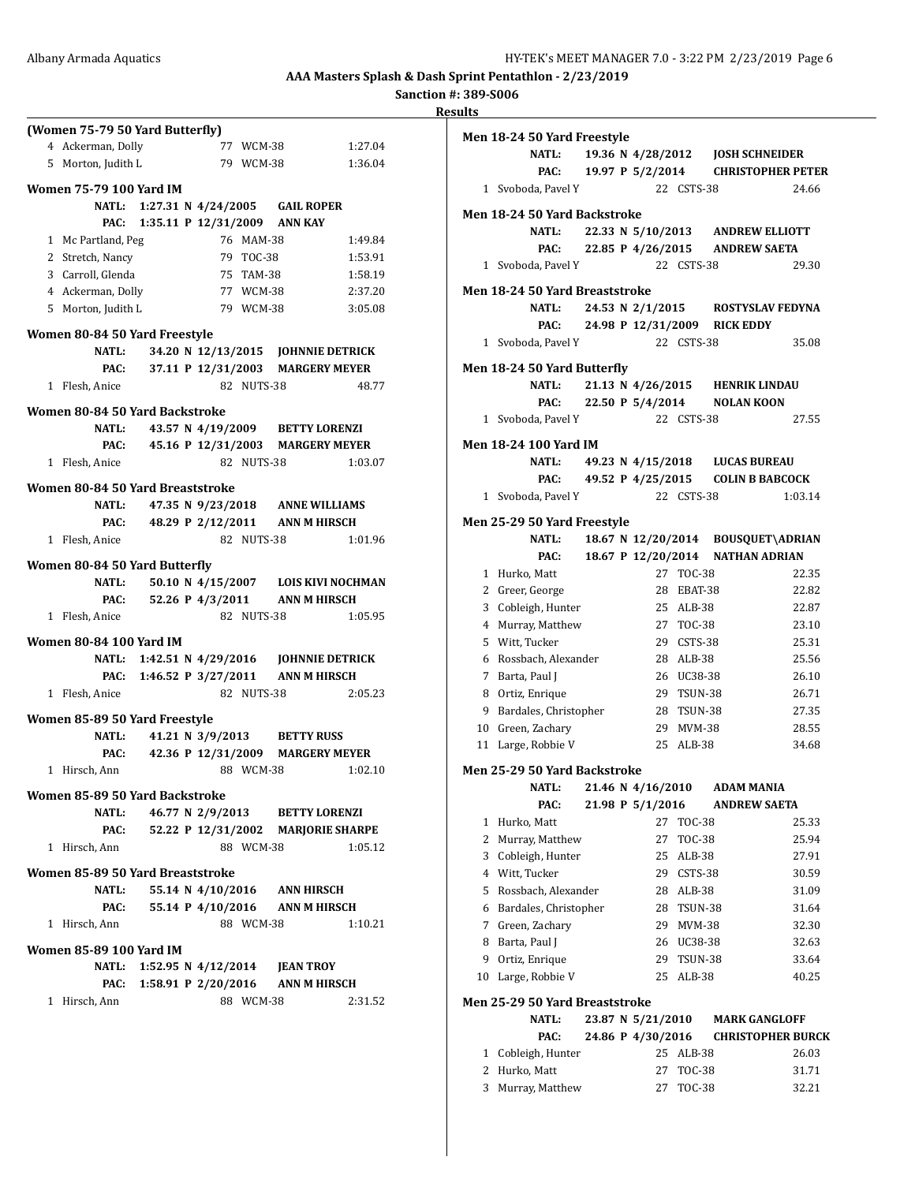## AAA Masters Splash & Dash Sprint Pentathlon - 2/23/2019

**Sanction #: 389-S006**

**Results**

### (Women 75-79 50 Yard Butterfly)

| Place | Name | Age | Team | Time |
|---|---|---|---|---|
| 4 | Ackerman, Dolly | 77 | WCM-38 | 1:27.04 |
| 5 | Morton, Judith L | 79 | WCM-38 | 1:36.04 |

### Women 75-79 100 Yard IM

**NATL:** 1:27.31 N 4/24/2005 GAIL ROPER
**PAC:** 1:35.11 P 12/31/2009 ANN KAY

| Place | Name | Age | Team | Time |
|---|---|---|---|---|
| 1 | Mc Partland, Peg | 76 | MAM-38 | 1:49.84 |
| 2 | Stretch, Nancy | 79 | TOC-38 | 1:53.91 |
| 3 | Carroll, Glenda | 75 | TAM-38 | 1:58.19 |
| 4 | Ackerman, Dolly | 77 | WCM-38 | 2:37.20 |
| 5 | Morton, Judith L | 79 | WCM-38 | 3:05.08 |

### Women 80-84 50 Yard Freestyle

**NATL:** 34.20 N 12/13/2015 JOHNNIE DETRICK
**PAC:** 37.11 P 12/31/2003 MARGERY MEYER

| Place | Name | Age | Team | Time |
|---|---|---|---|---|
| 1 | Flesh, Anice | 82 | NUTS-38 | 48.77 |

### Women 80-84 50 Yard Backstroke

**NATL:** 43.57 N 4/19/2009 BETTY LORENZI
**PAC:** 45.16 P 12/31/2003 MARGERY MEYER

| Place | Name | Age | Team | Time |
|---|---|---|---|---|
| 1 | Flesh, Anice | 82 | NUTS-38 | 1:03.07 |

### Women 80-84 50 Yard Breaststroke

**NATL:** 47.35 N 9/23/2018 ANNE WILLIAMS
**PAC:** 48.29 P 2/12/2011 ANN M HIRSCH

| Place | Name | Age | Team | Time |
|---|---|---|---|---|
| 1 | Flesh, Anice | 82 | NUTS-38 | 1:01.96 |

### Women 80-84 50 Yard Butterfly

**NATL:** 50.10 N 4/15/2007 LOIS KIVI NOCHMAN
**PAC:** 52.26 P 4/3/2011 ANN M HIRSCH

| Place | Name | Age | Team | Time |
|---|---|---|---|---|
| 1 | Flesh, Anice | 82 | NUTS-38 | 1:05.95 |

### Women 80-84 100 Yard IM

**NATL:** 1:42.51 N 4/29/2016 JOHNNIE DETRICK
**PAC:** 1:46.52 P 3/27/2011 ANN M HIRSCH

| Place | Name | Age | Team | Time |
|---|---|---|---|---|
| 1 | Flesh, Anice | 82 | NUTS-38 | 2:05.23 |

### Women 85-89 50 Yard Freestyle

**NATL:** 41.21 N 3/9/2013 BETTY RUSS
**PAC:** 42.36 P 12/31/2009 MARGERY MEYER

| Place | Name | Age | Team | Time |
|---|---|---|---|---|
| 1 | Hirsch, Ann | 88 | WCM-38 | 1:02.10 |

### Women 85-89 50 Yard Backstroke

**NATL:** 46.77 N 2/9/2013 BETTY LORENZI
**PAC:** 52.22 P 12/31/2002 MARJORIE SHARPE

| Place | Name | Age | Team | Time |
|---|---|---|---|---|
| 1 | Hirsch, Ann | 88 | WCM-38 | 1:05.12 |

### Women 85-89 50 Yard Breaststroke

**NATL:** 55.14 N 4/10/2016 ANN HIRSCH
**PAC:** 55.14 P 4/10/2016 ANN M HIRSCH

| Place | Name | Age | Team | Time |
|---|---|---|---|---|
| 1 | Hirsch, Ann | 88 | WCM-38 | 1:10.21 |

### Women 85-89 100 Yard IM

**NATL:** 1:52.95 N 4/12/2014 JEAN TROY
**PAC:** 1:58.91 P 2/20/2016 ANN M HIRSCH

| Place | Name | Age | Team | Time |
|---|---|---|---|---|
| 1 | Hirsch, Ann | 88 | WCM-38 | 2:31.52 |

### Men 18-24 50 Yard Freestyle

**NATL:** 19.36 N 4/28/2012 JOSH SCHNEIDER
**PAC:** 19.97 P 5/2/2014 CHRISTOPHER PETER

| Place | Name | Age | Team | Time |
|---|---|---|---|---|
| 1 | Svoboda, Pavel Y | 22 | CSTS-38 | 24.66 |

### Men 18-24 50 Yard Backstroke

**NATL:** 22.33 N 5/10/2013 ANDREW ELLIOTT
**PAC:** 22.85 P 4/26/2015 ANDREW SAETA

| Place | Name | Age | Team | Time |
|---|---|---|---|---|
| 1 | Svoboda, Pavel Y | 22 | CSTS-38 | 29.30 |

### Men 18-24 50 Yard Breaststroke

**NATL:** 24.53 N 2/1/2015 ROSTYSLAV FEDYNA
**PAC:** 24.98 P 12/31/2009 RICK EDDY

| Place | Name | Age | Team | Time |
|---|---|---|---|---|
| 1 | Svoboda, Pavel Y | 22 | CSTS-38 | 35.08 |

### Men 18-24 50 Yard Butterfly

**NATL:** 21.13 N 4/26/2015 HENRIK LINDAU
**PAC:** 22.50 P 5/4/2014 NOLAN KOON

| Place | Name | Age | Team | Time |
|---|---|---|---|---|
| 1 | Svoboda, Pavel Y | 22 | CSTS-38 | 27.55 |

### Men 18-24 100 Yard IM

**NATL:** 49.23 N 4/15/2018 LUCAS BUREAU
**PAC:** 49.52 P 4/25/2015 COLIN B BABCOCK

| Place | Name | Age | Team | Time |
|---|---|---|---|---|
| 1 | Svoboda, Pavel Y | 22 | CSTS-38 | 1:03.14 |

### Men 25-29 50 Yard Freestyle

**NATL:** 18.67 N 12/20/2014 BOUSQUET\ADRIAN
**PAC:** 18.67 P 12/20/2014 NATHAN ADRIAN

| Place | Name | Age | Team | Time |
|---|---|---|---|---|
| 1 | Hurko, Matt | 27 | TOC-38 | 22.35 |
| 2 | Greer, George | 28 | EBAT-38 | 22.82 |
| 3 | Cobleigh, Hunter | 25 | ALB-38 | 22.87 |
| 4 | Murray, Matthew | 27 | TOC-38 | 23.10 |
| 5 | Witt, Tucker | 29 | CSTS-38 | 25.31 |
| 6 | Rossbach, Alexander | 28 | ALB-38 | 25.56 |
| 7 | Barta, Paul J | 26 | UC38-38 | 26.10 |
| 8 | Ortiz, Enrique | 29 | TSUN-38 | 26.71 |
| 9 | Bardales, Christopher | 28 | TSUN-38 | 27.35 |
| 10 | Green, Zachary | 29 | MVM-38 | 28.55 |
| 11 | Large, Robbie V | 25 | ALB-38 | 34.68 |

### Men 25-29 50 Yard Backstroke

**NATL:** 21.46 N 4/16/2010 ADAM MANIA
**PAC:** 21.98 P 5/1/2016 ANDREW SAETA

| Place | Name | Age | Team | Time |
|---|---|---|---|---|
| 1 | Hurko, Matt | 27 | TOC-38 | 25.33 |
| 2 | Murray, Matthew | 27 | TOC-38 | 25.94 |
| 3 | Cobleigh, Hunter | 25 | ALB-38 | 27.91 |
| 4 | Witt, Tucker | 29 | CSTS-38 | 30.59 |
| 5 | Rossbach, Alexander | 28 | ALB-38 | 31.09 |
| 6 | Bardales, Christopher | 28 | TSUN-38 | 31.64 |
| 7 | Green, Zachary | 29 | MVM-38 | 32.30 |
| 8 | Barta, Paul J | 26 | UC38-38 | 32.63 |
| 9 | Ortiz, Enrique | 29 | TSUN-38 | 33.64 |
| 10 | Large, Robbie V | 25 | ALB-38 | 40.25 |

### Men 25-29 50 Yard Breaststroke

**NATL:** 23.87 N 5/21/2010 MARK GANGLOFF
**PAC:** 24.86 P 4/30/2016 CHRISTOPHER BURCK

| Place | Name | Age | Team | Time |
|---|---|---|---|---|
| 1 | Cobleigh, Hunter | 25 | ALB-38 | 26.03 |
| 2 | Hurko, Matt | 27 | TOC-38 | 31.71 |
| 3 | Murray, Matthew | 27 | TOC-38 | 32.21 |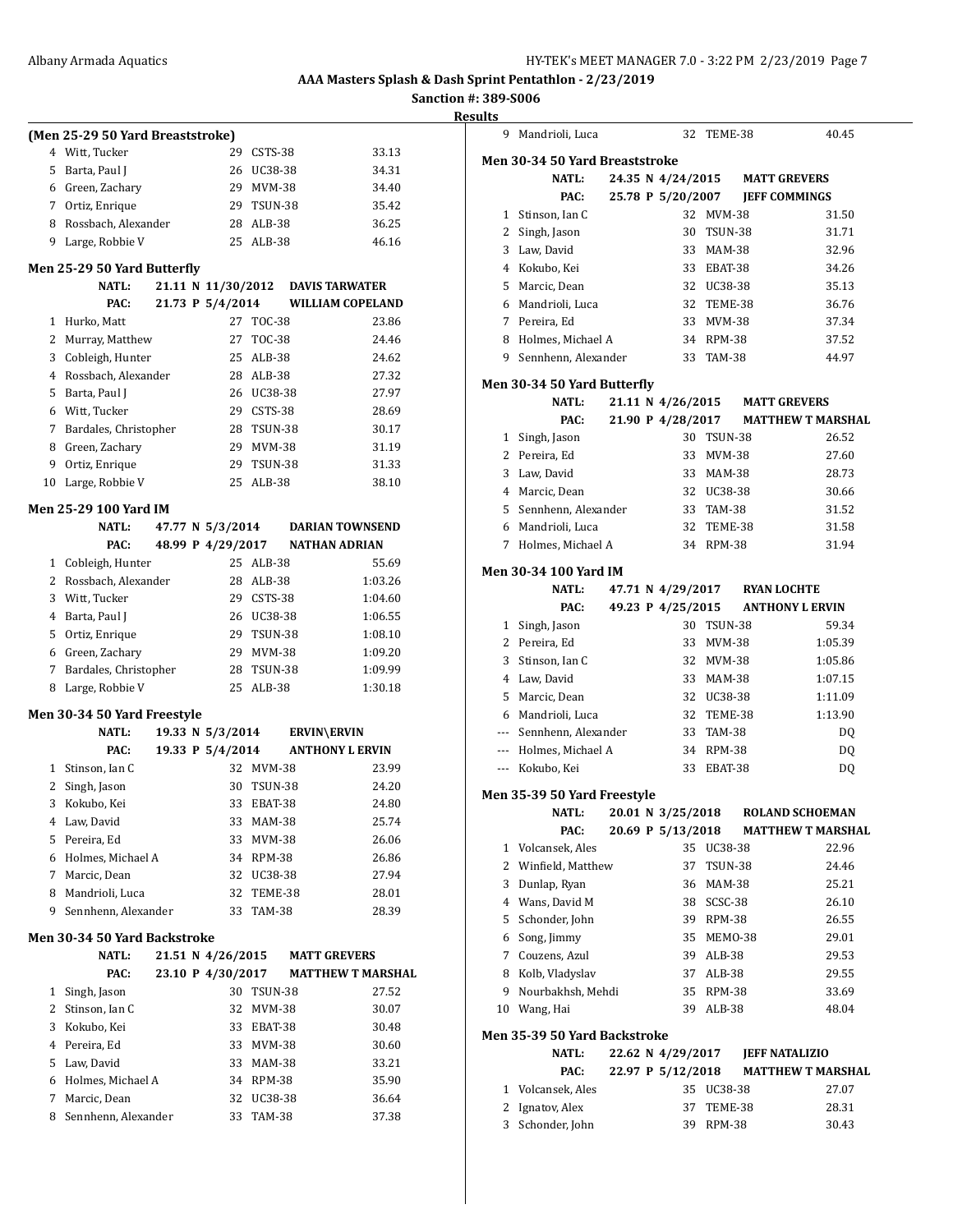**AAA Masters Splash & Dash Sprint Pentathlon - 2/23/2019**

**Sanction #: 389-S006**

**Results**

### (Men 25-29 50 Yard Breaststroke)

| Place | Name | Age | Team | Time |
|---|---|---|---|---|
| 4 | Witt, Tucker | 29 | CSTS-38 | 33.13 |
| 5 | Barta, Paul J | 26 | UC38-38 | 34.31 |
| 6 | Green, Zachary | 29 | MVM-38 | 34.40 |
| 7 | Ortiz, Enrique | 29 | TSUN-38 | 35.42 |
| 8 | Rossbach, Alexander | 28 | ALB-38 | 36.25 |
| 9 | Large, Robbie V | 25 | ALB-38 | 46.16 |

### Men 25-29 50 Yard Butterfly

NATL: 21.11 N 11/30/2012 DAVIS TARWATER
PAC: 21.73 P 5/4/2014 WILLIAM COPELAND

| Place | Name | Age | Team | Time |
|---|---|---|---|---|
| 1 | Hurko, Matt | 27 | TOC-38 | 23.86 |
| 2 | Murray, Matthew | 27 | TOC-38 | 24.46 |
| 3 | Cobleigh, Hunter | 25 | ALB-38 | 24.62 |
| 4 | Rossbach, Alexander | 28 | ALB-38 | 27.32 |
| 5 | Barta, Paul J | 26 | UC38-38 | 27.97 |
| 6 | Witt, Tucker | 29 | CSTS-38 | 28.69 |
| 7 | Bardales, Christopher | 28 | TSUN-38 | 30.17 |
| 8 | Green, Zachary | 29 | MVM-38 | 31.19 |
| 9 | Ortiz, Enrique | 29 | TSUN-38 | 31.33 |
| 10 | Large, Robbie V | 25 | ALB-38 | 38.10 |

### Men 25-29 100 Yard IM

NATL: 47.77 N 5/3/2014 DARIAN TOWNSEND
PAC: 48.99 P 4/29/2017 NATHAN ADRIAN

| Place | Name | Age | Team | Time |
|---|---|---|---|---|
| 1 | Cobleigh, Hunter | 25 | ALB-38 | 55.69 |
| 2 | Rossbach, Alexander | 28 | ALB-38 | 1:03.26 |
| 3 | Witt, Tucker | 29 | CSTS-38 | 1:04.60 |
| 4 | Barta, Paul J | 26 | UC38-38 | 1:06.55 |
| 5 | Ortiz, Enrique | 29 | TSUN-38 | 1:08.10 |
| 6 | Green, Zachary | 29 | MVM-38 | 1:09.20 |
| 7 | Bardales, Christopher | 28 | TSUN-38 | 1:09.99 |
| 8 | Large, Robbie V | 25 | ALB-38 | 1:30.18 |

### Men 30-34 50 Yard Freestyle

NATL: 19.33 N 5/3/2014 ERVIN\ERVIN
PAC: 19.33 P 5/4/2014 ANTHONY L ERVIN

| Place | Name | Age | Team | Time |
|---|---|---|---|---|
| 1 | Stinson, Ian C | 32 | MVM-38 | 23.99 |
| 2 | Singh, Jason | 30 | TSUN-38 | 24.20 |
| 3 | Kokubo, Kei | 33 | EBAT-38 | 24.80 |
| 4 | Law, David | 33 | MAM-38 | 25.74 |
| 5 | Pereira, Ed | 33 | MVM-38 | 26.06 |
| 6 | Holmes, Michael A | 34 | RPM-38 | 26.86 |
| 7 | Marcic, Dean | 32 | UC38-38 | 27.94 |
| 8 | Mandrioli, Luca | 32 | TEME-38 | 28.01 |
| 9 | Sennhenn, Alexander | 33 | TAM-38 | 28.39 |

### Men 30-34 50 Yard Backstroke

NATL: 21.51 N 4/26/2015 MATT GREVERS
PAC: 23.10 P 4/30/2017 MATTHEW T MARSHAL

| Place | Name | Age | Team | Time |
|---|---|---|---|---|
| 1 | Singh, Jason | 30 | TSUN-38 | 27.52 |
| 2 | Stinson, Ian C | 32 | MVM-38 | 30.07 |
| 3 | Kokubo, Kei | 33 | EBAT-38 | 30.48 |
| 4 | Pereira, Ed | 33 | MVM-38 | 30.60 |
| 5 | Law, David | 33 | MAM-38 | 33.21 |
| 6 | Holmes, Michael A | 34 | RPM-38 | 35.90 |
| 7 | Marcic, Dean | 32 | UC38-38 | 36.64 |
| 8 | Sennhenn, Alexander | 33 | TAM-38 | 37.38 |
| 9 | Mandrioli, Luca | 32 | TEME-38 | 40.45 |

### Men 30-34 50 Yard Breaststroke

NATL: 24.35 N 4/24/2015 MATT GREVERS
PAC: 25.78 P 5/20/2007 JEFF COMMINGS

| Place | Name | Age | Team | Time |
|---|---|---|---|---|
| 1 | Stinson, Ian C | 32 | MVM-38 | 31.50 |
| 2 | Singh, Jason | 30 | TSUN-38 | 31.71 |
| 3 | Law, David | 33 | MAM-38 | 32.96 |
| 4 | Kokubo, Kei | 33 | EBAT-38 | 34.26 |
| 5 | Marcic, Dean | 32 | UC38-38 | 35.13 |
| 6 | Mandrioli, Luca | 32 | TEME-38 | 36.76 |
| 7 | Pereira, Ed | 33 | MVM-38 | 37.34 |
| 8 | Holmes, Michael A | 34 | RPM-38 | 37.52 |
| 9 | Sennhenn, Alexander | 33 | TAM-38 | 44.97 |

### Men 30-34 50 Yard Butterfly

NATL: 21.11 N 4/26/2015 MATT GREVERS
PAC: 21.90 P 4/28/2017 MATTHEW T MARSHAL

| Place | Name | Age | Team | Time |
|---|---|---|---|---|
| 1 | Singh, Jason | 30 | TSUN-38 | 26.52 |
| 2 | Pereira, Ed | 33 | MVM-38 | 27.60 |
| 3 | Law, David | 33 | MAM-38 | 28.73 |
| 4 | Marcic, Dean | 32 | UC38-38 | 30.66 |
| 5 | Sennhenn, Alexander | 33 | TAM-38 | 31.52 |
| 6 | Mandrioli, Luca | 32 | TEME-38 | 31.58 |
| 7 | Holmes, Michael A | 34 | RPM-38 | 31.94 |

### Men 30-34 100 Yard IM

NATL: 47.71 N 4/29/2017 RYAN LOCHTE
PAC: 49.23 P 4/25/2015 ANTHONY L ERVIN

| Place | Name | Age | Team | Time |
|---|---|---|---|---|
| 1 | Singh, Jason | 30 | TSUN-38 | 59.34 |
| 2 | Pereira, Ed | 33 | MVM-38 | 1:05.39 |
| 3 | Stinson, Ian C | 32 | MVM-38 | 1:05.86 |
| 4 | Law, David | 33 | MAM-38 | 1:07.15 |
| 5 | Marcic, Dean | 32 | UC38-38 | 1:11.09 |
| 6 | Mandrioli, Luca | 32 | TEME-38 | 1:13.90 |
| --- | Sennhenn, Alexander | 33 | TAM-38 | DQ |
| --- | Holmes, Michael A | 34 | RPM-38 | DQ |
| --- | Kokubo, Kei | 33 | EBAT-38 | DQ |

### Men 35-39 50 Yard Freestyle

NATL: 20.01 N 3/25/2018 ROLAND SCHOEMAN
PAC: 20.69 P 5/13/2018 MATTHEW T MARSHAL

| Place | Name | Age | Team | Time |
|---|---|---|---|---|
| 1 | Volcansek, Ales | 35 | UC38-38 | 22.96 |
| 2 | Winfield, Matthew | 37 | TSUN-38 | 24.46 |
| 3 | Dunlap, Ryan | 36 | MAM-38 | 25.21 |
| 4 | Wans, David M | 38 | SCSC-38 | 26.10 |
| 5 | Schonder, John | 39 | RPM-38 | 26.55 |
| 6 | Song, Jimmy | 35 | MEMO-38 | 29.01 |
| 7 | Couzens, Azul | 39 | ALB-38 | 29.53 |
| 8 | Kolb, Vladyslav | 37 | ALB-38 | 29.55 |
| 9 | Nourbakhsh, Mehdi | 35 | RPM-38 | 33.69 |
| 10 | Wang, Hai | 39 | ALB-38 | 48.04 |

### Men 35-39 50 Yard Backstroke

NATL: 22.62 N 4/29/2017 JEFF NATALIZIO
PAC: 22.97 P 5/12/2018 MATTHEW T MARSHAL

| Place | Name | Age | Team | Time |
|---|---|---|---|---|
| 1 | Volcansek, Ales | 35 | UC38-38 | 27.07 |
| 2 | Ignatov, Alex | 37 | TEME-38 | 28.31 |
| 3 | Schonder, John | 39 | RPM-38 | 30.43 |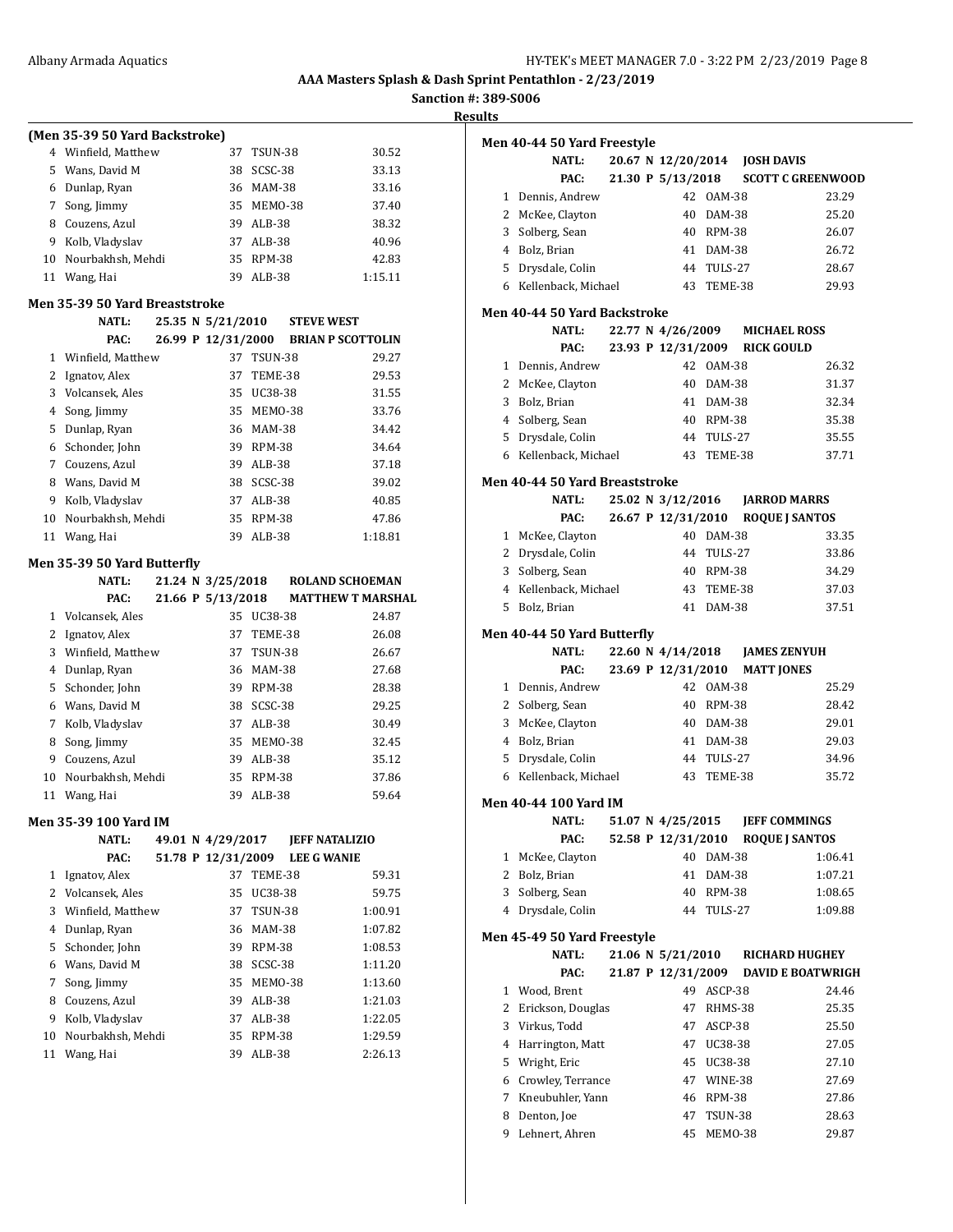**AAA Masters Splash & Dash Sprint Pentathlon - 2/23/2019**

**Sanction #: 389-S006**

**Results**

### (Men 35-39 50 Yard Backstroke)

| Place | Name | Age | Team | Time |
|---|---|---|---|---|
| 4 | Winfield, Matthew | 37 | TSUN-38 | 30.52 |
| 5 | Wans, David M | 38 | SCSC-38 | 33.13 |
| 6 | Dunlap, Ryan | 36 | MAM-38 | 33.16 |
| 7 | Song, Jimmy | 35 | MEMO-38 | 37.40 |
| 8 | Couzens, Azul | 39 | ALB-38 | 38.32 |
| 9 | Kolb, Vladyslav | 37 | ALB-38 | 40.96 |
| 10 | Nourbakhsh, Mehdi | 35 | RPM-38 | 42.83 |
| 11 | Wang, Hai | 39 | ALB-38 | 1:15.11 |

### Men 35-39 50 Yard Breaststroke

NATL: 25.35 N 5/21/2010 STEVE WEST
PAC: 26.99 P 12/31/2000 BRIAN P SCOTTOLIN

| Place | Name | Age | Team | Time |
|---|---|---|---|---|
| 1 | Winfield, Matthew | 37 | TSUN-38 | 29.27 |
| 2 | Ignatov, Alex | 37 | TEME-38 | 29.53 |
| 3 | Volcansek, Ales | 35 | UC38-38 | 31.55 |
| 4 | Song, Jimmy | 35 | MEMO-38 | 33.76 |
| 5 | Dunlap, Ryan | 36 | MAM-38 | 34.42 |
| 6 | Schonder, John | 39 | RPM-38 | 34.64 |
| 7 | Couzens, Azul | 39 | ALB-38 | 37.18 |
| 8 | Wans, David M | 38 | SCSC-38 | 39.02 |
| 9 | Kolb, Vladyslav | 37 | ALB-38 | 40.85 |
| 10 | Nourbakhsh, Mehdi | 35 | RPM-38 | 47.86 |
| 11 | Wang, Hai | 39 | ALB-38 | 1:18.81 |

### Men 35-39 50 Yard Butterfly

NATL: 21.24 N 3/25/2018 ROLAND SCHOEMAN
PAC: 21.66 P 5/13/2018 MATTHEW T MARSHAL

| Place | Name | Age | Team | Time |
|---|---|---|---|---|
| 1 | Volcansek, Ales | 35 | UC38-38 | 24.87 |
| 2 | Ignatov, Alex | 37 | TEME-38 | 26.08 |
| 3 | Winfield, Matthew | 37 | TSUN-38 | 26.67 |
| 4 | Dunlap, Ryan | 36 | MAM-38 | 27.68 |
| 5 | Schonder, John | 39 | RPM-38 | 28.38 |
| 6 | Wans, David M | 38 | SCSC-38 | 29.25 |
| 7 | Kolb, Vladyslav | 37 | ALB-38 | 30.49 |
| 8 | Song, Jimmy | 35 | MEMO-38 | 32.45 |
| 9 | Couzens, Azul | 39 | ALB-38 | 35.12 |
| 10 | Nourbakhsh, Mehdi | 35 | RPM-38 | 37.86 |
| 11 | Wang, Hai | 39 | ALB-38 | 59.64 |

### Men 35-39 100 Yard IM

NATL: 49.01 N 4/29/2017 JEFF NATALIZIO
PAC: 51.78 P 12/31/2009 LEE G WANIE

| Place | Name | Age | Team | Time |
|---|---|---|---|---|
| 1 | Ignatov, Alex | 37 | TEME-38 | 59.31 |
| 2 | Volcansek, Ales | 35 | UC38-38 | 59.75 |
| 3 | Winfield, Matthew | 37 | TSUN-38 | 1:00.91 |
| 4 | Dunlap, Ryan | 36 | MAM-38 | 1:07.82 |
| 5 | Schonder, John | 39 | RPM-38 | 1:08.53 |
| 6 | Wans, David M | 38 | SCSC-38 | 1:11.20 |
| 7 | Song, Jimmy | 35 | MEMO-38 | 1:13.60 |
| 8 | Couzens, Azul | 39 | ALB-38 | 1:21.03 |
| 9 | Kolb, Vladyslav | 37 | ALB-38 | 1:22.05 |
| 10 | Nourbakhsh, Mehdi | 35 | RPM-38 | 1:29.59 |
| 11 | Wang, Hai | 39 | ALB-38 | 2:26.13 |

### Men 40-44 50 Yard Freestyle

NATL: 20.67 N 12/20/2014 JOSH DAVIS
PAC: 21.30 P 5/13/2018 SCOTT C GREENWOOD

| Place | Name | Age | Team | Time |
|---|---|---|---|---|
| 1 | Dennis, Andrew | 42 | OAM-38 | 23.29 |
| 2 | McKee, Clayton | 40 | DAM-38 | 25.20 |
| 3 | Solberg, Sean | 40 | RPM-38 | 26.07 |
| 4 | Bolz, Brian | 41 | DAM-38 | 26.72 |
| 5 | Drysdale, Colin | 44 | TULS-27 | 28.67 |
| 6 | Kellenback, Michael | 43 | TEME-38 | 29.93 |

### Men 40-44 50 Yard Backstroke

NATL: 22.77 N 4/26/2009 MICHAEL ROSS
PAC: 23.93 P 12/31/2009 RICK GOULD

| Place | Name | Age | Team | Time |
|---|---|---|---|---|
| 1 | Dennis, Andrew | 42 | OAM-38 | 26.32 |
| 2 | McKee, Clayton | 40 | DAM-38 | 31.37 |
| 3 | Bolz, Brian | 41 | DAM-38 | 32.34 |
| 4 | Solberg, Sean | 40 | RPM-38 | 35.38 |
| 5 | Drysdale, Colin | 44 | TULS-27 | 35.55 |
| 6 | Kellenback, Michael | 43 | TEME-38 | 37.71 |

### Men 40-44 50 Yard Breaststroke

NATL: 25.02 N 3/12/2016 JARROD MARRS
PAC: 26.67 P 12/31/2010 ROQUE J SANTOS

| Place | Name | Age | Team | Time |
|---|---|---|---|---|
| 1 | McKee, Clayton | 40 | DAM-38 | 33.35 |
| 2 | Drysdale, Colin | 44 | TULS-27 | 33.86 |
| 3 | Solberg, Sean | 40 | RPM-38 | 34.29 |
| 4 | Kellenback, Michael | 43 | TEME-38 | 37.03 |
| 5 | Bolz, Brian | 41 | DAM-38 | 37.51 |

### Men 40-44 50 Yard Butterfly

NATL: 22.60 N 4/14/2018 JAMES ZENYUH
PAC: 23.69 P 12/31/2010 MATT JONES

| Place | Name | Age | Team | Time |
|---|---|---|---|---|
| 1 | Dennis, Andrew | 42 | OAM-38 | 25.29 |
| 2 | Solberg, Sean | 40 | RPM-38 | 28.42 |
| 3 | McKee, Clayton | 40 | DAM-38 | 29.01 |
| 4 | Bolz, Brian | 41 | DAM-38 | 29.03 |
| 5 | Drysdale, Colin | 44 | TULS-27 | 34.96 |
| 6 | Kellenback, Michael | 43 | TEME-38 | 35.72 |

### Men 40-44 100 Yard IM

NATL: 51.07 N 4/25/2015 JEFF COMMINGS
PAC: 52.58 P 12/31/2010 ROQUE J SANTOS

| Place | Name | Age | Team | Time |
|---|---|---|---|---|
| 1 | McKee, Clayton | 40 | DAM-38 | 1:06.41 |
| 2 | Bolz, Brian | 41 | DAM-38 | 1:07.21 |
| 3 | Solberg, Sean | 40 | RPM-38 | 1:08.65 |
| 4 | Drysdale, Colin | 44 | TULS-27 | 1:09.88 |

### Men 45-49 50 Yard Freestyle

NATL: 21.06 N 5/21/2010 RICHARD HUGHEY
PAC: 21.87 P 12/31/2009 DAVID E BOATWRIGH

| Place | Name | Age | Team | Time |
|---|---|---|---|---|
| 1 | Wood, Brent | 49 | ASCP-38 | 24.46 |
| 2 | Erickson, Douglas | 47 | RHMS-38 | 25.35 |
| 3 | Virkus, Todd | 47 | ASCP-38 | 25.50 |
| 4 | Harrington, Matt | 47 | UC38-38 | 27.05 |
| 5 | Wright, Eric | 45 | UC38-38 | 27.10 |
| 6 | Crowley, Terrance | 47 | WINE-38 | 27.69 |
| 7 | Kneubuhler, Yann | 46 | RPM-38 | 27.86 |
| 8 | Denton, Joe | 47 | TSUN-38 | 28.63 |
| 9 | Lehnert, Ahren | 45 | MEMO-38 | 29.87 |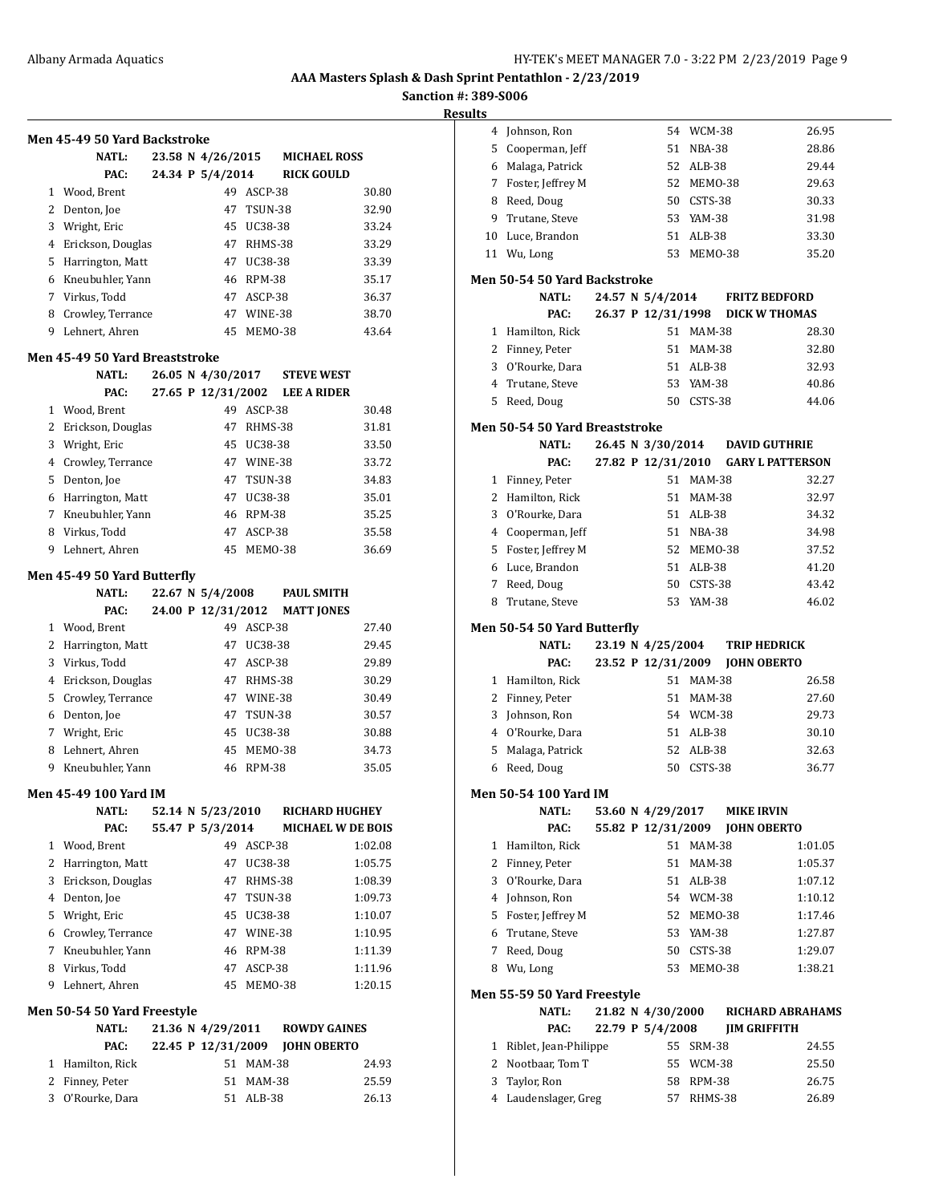**AAA Masters Splash & Dash Sprint Pentathlon - 2/23/2019**

**Sanction #: 389-S006**

**Results**

### Men 45-49 50 Yard Backstroke

| | | | | |
|---|---|---|---|---|
| NATL: | 23.58 N 4/26/2015 | | MICHAEL ROSS | |
| PAC: | 24.34 P 5/4/2014 | | RICK GOULD | |
| 1 | Wood, Brent | 49 | ASCP-38 | 30.80 |
| 2 | Denton, Joe | 47 | TSUN-38 | 32.90 |
| 3 | Wright, Eric | 45 | UC38-38 | 33.24 |
| 4 | Erickson, Douglas | 47 | RHMS-38 | 33.29 |
| 5 | Harrington, Matt | 47 | UC38-38 | 33.39 |
| 6 | Kneubuhler, Yann | 46 | RPM-38 | 35.17 |
| 7 | Virkus, Todd | 47 | ASCP-38 | 36.37 |
| 8 | Crowley, Terrance | 47 | WINE-38 | 38.70 |
| 9 | Lehnert, Ahren | 45 | MEMO-38 | 43.64 |

### Men 45-49 50 Yard Breaststroke

| | | | | |
|---|---|---|---|---|
| NATL: | 26.05 N 4/30/2017 | | STEVE WEST | |
| PAC: | 27.65 P 12/31/2002 | | LEE A RIDER | |
| 1 | Wood, Brent | 49 | ASCP-38 | 30.48 |
| 2 | Erickson, Douglas | 47 | RHMS-38 | 31.81 |
| 3 | Wright, Eric | 45 | UC38-38 | 33.50 |
| 4 | Crowley, Terrance | 47 | WINE-38 | 33.72 |
| 5 | Denton, Joe | 47 | TSUN-38 | 34.83 |
| 6 | Harrington, Matt | 47 | UC38-38 | 35.01 |
| 7 | Kneubuhler, Yann | 46 | RPM-38 | 35.25 |
| 8 | Virkus, Todd | 47 | ASCP-38 | 35.58 |
| 9 | Lehnert, Ahren | 45 | MEMO-38 | 36.69 |

### Men 45-49 50 Yard Butterfly

| | | | | |
|---|---|---|---|---|
| NATL: | 22.67 N 5/4/2008 | | PAUL SMITH | |
| PAC: | 24.00 P 12/31/2012 | | MATT JONES | |
| 1 | Wood, Brent | 49 | ASCP-38 | 27.40 |
| 2 | Harrington, Matt | 47 | UC38-38 | 29.45 |
| 3 | Virkus, Todd | 47 | ASCP-38 | 29.89 |
| 4 | Erickson, Douglas | 47 | RHMS-38 | 30.29 |
| 5 | Crowley, Terrance | 47 | WINE-38 | 30.49 |
| 6 | Denton, Joe | 47 | TSUN-38 | 30.57 |
| 7 | Wright, Eric | 45 | UC38-38 | 30.88 |
| 8 | Lehnert, Ahren | 45 | MEMO-38 | 34.73 |
| 9 | Kneubuhler, Yann | 46 | RPM-38 | 35.05 |

### Men 45-49 100 Yard IM

| | | | | |
|---|---|---|---|---|
| NATL: | 52.14 N 5/23/2010 | | RICHARD HUGHEY | |
| PAC: | 55.47 P 5/3/2014 | | MICHAEL W DE BOIS | |
| 1 | Wood, Brent | 49 | ASCP-38 | 1:02.08 |
| 2 | Harrington, Matt | 47 | UC38-38 | 1:05.75 |
| 3 | Erickson, Douglas | 47 | RHMS-38 | 1:08.39 |
| 4 | Denton, Joe | 47 | TSUN-38 | 1:09.73 |
| 5 | Wright, Eric | 45 | UC38-38 | 1:10.07 |
| 6 | Crowley, Terrance | 47 | WINE-38 | 1:10.95 |
| 7 | Kneubuhler, Yann | 46 | RPM-38 | 1:11.39 |
| 8 | Virkus, Todd | 47 | ASCP-38 | 1:11.96 |
| 9 | Lehnert, Ahren | 45 | MEMO-38 | 1:20.15 |

### Men 50-54 50 Yard Freestyle

| | | | | |
|---|---|---|---|---|
| NATL: | 21.36 N 4/29/2011 | | ROWDY GAINES | |
| PAC: | 22.45 P 12/31/2009 | | JOHN OBERTO | |
| 1 | Hamilton, Rick | 51 | MAM-38 | 24.93 |
| 2 | Finney, Peter | 51 | MAM-38 | 25.59 |
| 3 | O'Rourke, Dara | 51 | ALB-38 | 26.13 |
| 4 | Johnson, Ron | 54 | WCM-38 | 26.95 |
| 5 | Cooperman, Jeff | 51 | NBA-38 | 28.86 |
| 6 | Malaga, Patrick | 52 | ALB-38 | 29.44 |
| 7 | Foster, Jeffrey M | 52 | MEMO-38 | 29.63 |
| 8 | Reed, Doug | 50 | CSTS-38 | 30.33 |
| 9 | Trutane, Steve | 53 | YAM-38 | 31.98 |
| 10 | Luce, Brandon | 51 | ALB-38 | 33.30 |
| 11 | Wu, Long | 53 | MEMO-38 | 35.20 |

### Men 50-54 50 Yard Backstroke

| | | | | |
|---|---|---|---|---|
| NATL: | 24.57 N 5/4/2014 | | FRITZ BEDFORD | |
| PAC: | 26.37 P 12/31/1998 | | DICK W THOMAS | |
| 1 | Hamilton, Rick | 51 | MAM-38 | 28.30 |
| 2 | Finney, Peter | 51 | MAM-38 | 32.80 |
| 3 | O'Rourke, Dara | 51 | ALB-38 | 32.93 |
| 4 | Trutane, Steve | 53 | YAM-38 | 40.86 |
| 5 | Reed, Doug | 50 | CSTS-38 | 44.06 |

### Men 50-54 50 Yard Breaststroke

| | | | | |
|---|---|---|---|---|
| NATL: | 26.45 N 3/30/2014 | | DAVID GUTHRIE | |
| PAC: | 27.82 P 12/31/2010 | | GARY L PATTERSON | |
| 1 | Finney, Peter | 51 | MAM-38 | 32.27 |
| 2 | Hamilton, Rick | 51 | MAM-38 | 32.97 |
| 3 | O'Rourke, Dara | 51 | ALB-38 | 34.32 |
| 4 | Cooperman, Jeff | 51 | NBA-38 | 34.98 |
| 5 | Foster, Jeffrey M | 52 | MEMO-38 | 37.52 |
| 6 | Luce, Brandon | 51 | ALB-38 | 41.20 |
| 7 | Reed, Doug | 50 | CSTS-38 | 43.42 |
| 8 | Trutane, Steve | 53 | YAM-38 | 46.02 |

### Men 50-54 50 Yard Butterfly

| | | | | |
|---|---|---|---|---|
| NATL: | 23.19 N 4/25/2004 | | TRIP HEDRICK | |
| PAC: | 23.52 P 12/31/2009 | | JOHN OBERTO | |
| 1 | Hamilton, Rick | 51 | MAM-38 | 26.58 |
| 2 | Finney, Peter | 51 | MAM-38 | 27.60 |
| 3 | Johnson, Ron | 54 | WCM-38 | 29.73 |
| 4 | O'Rourke, Dara | 51 | ALB-38 | 30.10 |
| 5 | Malaga, Patrick | 52 | ALB-38 | 32.63 |
| 6 | Reed, Doug | 50 | CSTS-38 | 36.77 |

### Men 50-54 100 Yard IM

| | | | | |
|---|---|---|---|---|
| NATL: | 53.60 N 4/29/2017 | | MIKE IRVIN | |
| PAC: | 55.82 P 12/31/2009 | | JOHN OBERTO | |
| 1 | Hamilton, Rick | 51 | MAM-38 | 1:01.05 |
| 2 | Finney, Peter | 51 | MAM-38 | 1:05.37 |
| 3 | O'Rourke, Dara | 51 | ALB-38 | 1:07.12 |
| 4 | Johnson, Ron | 54 | WCM-38 | 1:10.12 |
| 5 | Foster, Jeffrey M | 52 | MEMO-38 | 1:17.46 |
| 6 | Trutane, Steve | 53 | YAM-38 | 1:27.87 |
| 7 | Reed, Doug | 50 | CSTS-38 | 1:29.07 |
| 8 | Wu, Long | 53 | MEMO-38 | 1:38.21 |

### Men 55-59 50 Yard Freestyle

| | | | | |
|---|---|---|---|---|
| NATL: | 21.82 N 4/30/2000 | | RICHARD ABRAHAMS | |
| PAC: | 22.79 P 5/4/2008 | | JIM GRIFFITH | |
| 1 | Riblet, Jean-Philippe | 55 | SRM-38 | 24.55 |
| 2 | Nootbaar, Tom T | 55 | WCM-38 | 25.50 |
| 3 | Taylor, Ron | 58 | RPM-38 | 26.75 |
| 4 | Laudenslager, Greg | 57 | RHMS-38 | 26.89 |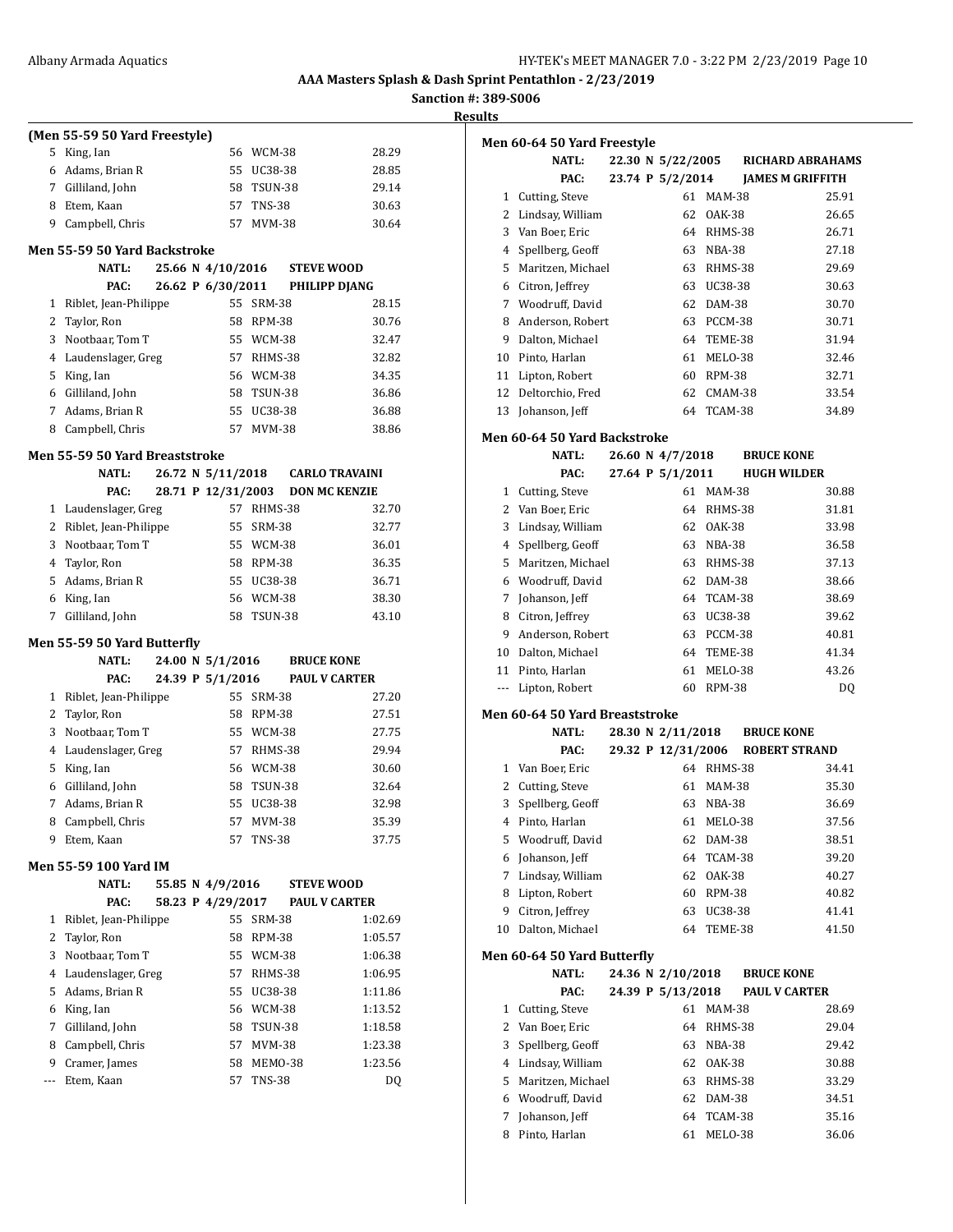# AAA Masters Splash & Dash Sprint Pentathlon - 2/23/2019

**Sanction #: 389-S006**

## Results

### (Men 55-59 50 Yard Freestyle)

| Place | Name | Age | Team | Time |
|---|---|---|---|---|
| 5 | King, Ian | 56 | WCM-38 | 28.29 |
| 6 | Adams, Brian R | 55 | UC38-38 | 28.85 |
| 7 | Gilliland, John | 58 | TSUN-38 | 29.14 |
| 8 | Etem, Kaan | 57 | TNS-38 | 30.63 |
| 9 | Campbell, Chris | 57 | MVM-38 | 30.64 |

### Men 55-59 50 Yard Backstroke

NATL: 25.66 N 4/10/2016 STEVE WOOD
PAC: 26.62 P 6/30/2011 PHILIPP DJANG

| Place | Name | Age | Team | Time |
|---|---|---|---|---|
| 1 | Riblet, Jean-Philippe | 55 | SRM-38 | 28.15 |
| 2 | Taylor, Ron | 58 | RPM-38 | 30.76 |
| 3 | Nootbaar, Tom T | 55 | WCM-38 | 32.47 |
| 4 | Laudenslager, Greg | 57 | RHMS-38 | 32.82 |
| 5 | King, Ian | 56 | WCM-38 | 34.35 |
| 6 | Gilliland, John | 58 | TSUN-38 | 36.86 |
| 7 | Adams, Brian R | 55 | UC38-38 | 36.88 |
| 8 | Campbell, Chris | 57 | MVM-38 | 38.86 |

### Men 55-59 50 Yard Breaststroke

NATL: 26.72 N 5/11/2018 CARLO TRAVAINI
PAC: 28.71 P 12/31/2003 DON MC KENZIE

| Place | Name | Age | Team | Time |
|---|---|---|---|---|
| 1 | Laudenslager, Greg | 57 | RHMS-38 | 32.70 |
| 2 | Riblet, Jean-Philippe | 55 | SRM-38 | 32.77 |
| 3 | Nootbaar, Tom T | 55 | WCM-38 | 36.01 |
| 4 | Taylor, Ron | 58 | RPM-38 | 36.35 |
| 5 | Adams, Brian R | 55 | UC38-38 | 36.71 |
| 6 | King, Ian | 56 | WCM-38 | 38.30 |
| 7 | Gilliland, John | 58 | TSUN-38 | 43.10 |

### Men 55-59 50 Yard Butterfly

NATL: 24.00 N 5/1/2016 BRUCE KONE
PAC: 24.39 P 5/1/2016 PAUL V CARTER

| Place | Name | Age | Team | Time |
|---|---|---|---|---|
| 1 | Riblet, Jean-Philippe | 55 | SRM-38 | 27.20 |
| 2 | Taylor, Ron | 58 | RPM-38 | 27.51 |
| 3 | Nootbaar, Tom T | 55 | WCM-38 | 27.75 |
| 4 | Laudenslager, Greg | 57 | RHMS-38 | 29.94 |
| 5 | King, Ian | 56 | WCM-38 | 30.60 |
| 6 | Gilliland, John | 58 | TSUN-38 | 32.64 |
| 7 | Adams, Brian R | 55 | UC38-38 | 32.98 |
| 8 | Campbell, Chris | 57 | MVM-38 | 35.39 |
| 9 | Etem, Kaan | 57 | TNS-38 | 37.75 |

### Men 55-59 100 Yard IM

NATL: 55.85 N 4/9/2016 STEVE WOOD
PAC: 58.23 P 4/29/2017 PAUL V CARTER

| Place | Name | Age | Team | Time |
|---|---|---|---|---|
| 1 | Riblet, Jean-Philippe | 55 | SRM-38 | 1:02.69 |
| 2 | Taylor, Ron | 58 | RPM-38 | 1:05.57 |
| 3 | Nootbaar, Tom T | 55 | WCM-38 | 1:06.38 |
| 4 | Laudenslager, Greg | 57 | RHMS-38 | 1:06.95 |
| 5 | Adams, Brian R | 55 | UC38-38 | 1:11.86 |
| 6 | King, Ian | 56 | WCM-38 | 1:13.52 |
| 7 | Gilliland, John | 58 | TSUN-38 | 1:18.58 |
| 8 | Campbell, Chris | 57 | MVM-38 | 1:23.38 |
| 9 | Cramer, James | 58 | MEMO-38 | 1:23.56 |
| --- | Etem, Kaan | 57 | TNS-38 | DQ |

### Men 60-64 50 Yard Freestyle

NATL: 22.30 N 5/22/2005 RICHARD ABRAHAMS
PAC: 23.74 P 5/2/2014 JAMES M GRIFFITH

| Place | Name | Age | Team | Time |
|---|---|---|---|---|
| 1 | Cutting, Steve | 61 | MAM-38 | 25.91 |
| 2 | Lindsay, William | 62 | OAK-38 | 26.65 |
| 3 | Van Boer, Eric | 64 | RHMS-38 | 26.71 |
| 4 | Spellberg, Geoff | 63 | NBA-38 | 27.18 |
| 5 | Maritzen, Michael | 63 | RHMS-38 | 29.69 |
| 6 | Citron, Jeffrey | 63 | UC38-38 | 30.63 |
| 7 | Woodruff, David | 62 | DAM-38 | 30.70 |
| 8 | Anderson, Robert | 63 | PCCM-38 | 30.71 |
| 9 | Dalton, Michael | 64 | TEME-38 | 31.94 |
| 10 | Pinto, Harlan | 61 | MELO-38 | 32.46 |
| 11 | Lipton, Robert | 60 | RPM-38 | 32.71 |
| 12 | Deltorchio, Fred | 62 | CMAM-38 | 33.54 |
| 13 | Johanson, Jeff | 64 | TCAM-38 | 34.89 |

### Men 60-64 50 Yard Backstroke

NATL: 26.60 N 4/7/2018 BRUCE KONE
PAC: 27.64 P 5/1/2011 HUGH WILDER

| Place | Name | Age | Team | Time |
|---|---|---|---|---|
| 1 | Cutting, Steve | 61 | MAM-38 | 30.88 |
| 2 | Van Boer, Eric | 64 | RHMS-38 | 31.81 |
| 3 | Lindsay, William | 62 | OAK-38 | 33.98 |
| 4 | Spellberg, Geoff | 63 | NBA-38 | 36.58 |
| 5 | Maritzen, Michael | 63 | RHMS-38 | 37.13 |
| 6 | Woodruff, David | 62 | DAM-38 | 38.66 |
| 7 | Johanson, Jeff | 64 | TCAM-38 | 38.69 |
| 8 | Citron, Jeffrey | 63 | UC38-38 | 39.62 |
| 9 | Anderson, Robert | 63 | PCCM-38 | 40.81 |
| 10 | Dalton, Michael | 64 | TEME-38 | 41.34 |
| 11 | Pinto, Harlan | 61 | MELO-38 | 43.26 |
| --- | Lipton, Robert | 60 | RPM-38 | DQ |

### Men 60-64 50 Yard Breaststroke

NATL: 28.30 N 2/11/2018 BRUCE KONE
PAC: 29.32 P 12/31/2006 ROBERT STRAND

| Place | Name | Age | Team | Time |
|---|---|---|---|---|
| 1 | Van Boer, Eric | 64 | RHMS-38 | 34.41 |
| 2 | Cutting, Steve | 61 | MAM-38 | 35.30 |
| 3 | Spellberg, Geoff | 63 | NBA-38 | 36.69 |
| 4 | Pinto, Harlan | 61 | MELO-38 | 37.56 |
| 5 | Woodruff, David | 62 | DAM-38 | 38.51 |
| 6 | Johanson, Jeff | 64 | TCAM-38 | 39.20 |
| 7 | Lindsay, William | 62 | OAK-38 | 40.27 |
| 8 | Lipton, Robert | 60 | RPM-38 | 40.82 |
| 9 | Citron, Jeffrey | 63 | UC38-38 | 41.41 |
| 10 | Dalton, Michael | 64 | TEME-38 | 41.50 |

### Men 60-64 50 Yard Butterfly

NATL: 24.36 N 2/10/2018 BRUCE KONE
PAC: 24.39 P 5/13/2018 PAUL V CARTER

| Place | Name | Age | Team | Time |
|---|---|---|---|---|
| 1 | Cutting, Steve | 61 | MAM-38 | 28.69 |
| 2 | Van Boer, Eric | 64 | RHMS-38 | 29.04 |
| 3 | Spellberg, Geoff | 63 | NBA-38 | 29.42 |
| 4 | Lindsay, William | 62 | OAK-38 | 30.88 |
| 5 | Maritzen, Michael | 63 | RHMS-38 | 33.29 |
| 6 | Woodruff, David | 62 | DAM-38 | 34.51 |
| 7 | Johanson, Jeff | 64 | TCAM-38 | 35.16 |
| 8 | Pinto, Harlan | 61 | MELO-38 | 36.06 |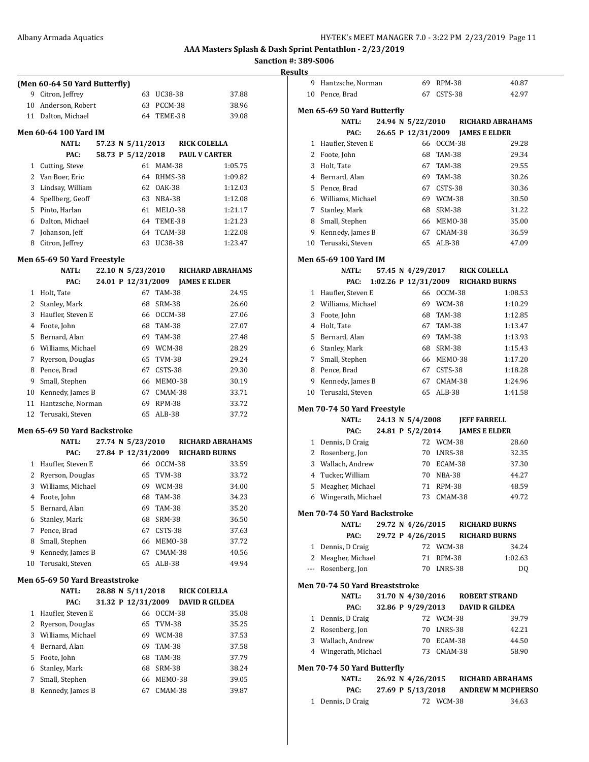Albany Armada Aquatics

**AAA Masters Splash & Dash Sprint Pentathlon - 2/23/2019**

**Sanction #: 389-S006**

**Results**

### (Men 60-64 50 Yard Butterfly)

| | Name | Age | Team | Time |
|---|---|---|---|---|
| 9 | Citron, Jeffrey | 63 | UC38-38 | 37.88 |
| 10 | Anderson, Robert | 63 | PCCM-38 | 38.96 |
| 11 | Dalton, Michael | 64 | TEME-38 | 39.08 |

### Men 60-64 100 Yard IM

NATL: 57.23 N 5/11/2013 RICK COLELLA
PAC: 58.73 P 5/12/2018 PAUL V CARTER

| | Name | Age | Team | Time |
|---|---|---|---|---|
| 1 | Cutting, Steve | 61 | MAM-38 | 1:05.75 |
| 2 | Van Boer, Eric | 64 | RHMS-38 | 1:09.82 |
| 3 | Lindsay, William | 62 | OAK-38 | 1:12.03 |
| 4 | Spellberg, Geoff | 63 | NBA-38 | 1:12.08 |
| 5 | Pinto, Harlan | 61 | MELO-38 | 1:21.17 |
| 6 | Dalton, Michael | 64 | TEME-38 | 1:21.23 |
| 7 | Johanson, Jeff | 64 | TCAM-38 | 1:22.08 |
| 8 | Citron, Jeffrey | 63 | UC38-38 | 1:23.47 |

### Men 65-69 50 Yard Freestyle

NATL: 22.10 N 5/23/2010 RICHARD ABRAHAMS
PAC: 24.01 P 12/31/2009 JAMES E ELDER

| | Name | Age | Team | Time |
|---|---|---|---|---|
| 1 | Holt, Tate | 67 | TAM-38 | 24.95 |
| 2 | Stanley, Mark | 68 | SRM-38 | 26.60 |
| 3 | Haufler, Steven E | 66 | OCCM-38 | 27.06 |
| 4 | Foote, John | 68 | TAM-38 | 27.07 |
| 5 | Bernard, Alan | 69 | TAM-38 | 27.48 |
| 6 | Williams, Michael | 69 | WCM-38 | 28.29 |
| 7 | Ryerson, Douglas | 65 | TVM-38 | 29.24 |
| 8 | Pence, Brad | 67 | CSTS-38 | 29.30 |
| 9 | Small, Stephen | 66 | MEMO-38 | 30.19 |
| 10 | Kennedy, James B | 67 | CMAM-38 | 33.71 |
| 11 | Hantzsche, Norman | 69 | RPM-38 | 33.72 |
| 12 | Terusaki, Steven | 65 | ALB-38 | 37.72 |

### Men 65-69 50 Yard Backstroke

NATL: 27.74 N 5/23/2010 RICHARD ABRAHAMS
PAC: 27.84 P 12/31/2009 RICHARD BURNS

| | Name | Age | Team | Time |
|---|---|---|---|---|
| 1 | Haufler, Steven E | 66 | OCCM-38 | 33.59 |
| 2 | Ryerson, Douglas | 65 | TVM-38 | 33.72 |
| 3 | Williams, Michael | 69 | WCM-38 | 34.00 |
| 4 | Foote, John | 68 | TAM-38 | 34.23 |
| 5 | Bernard, Alan | 69 | TAM-38 | 35.20 |
| 6 | Stanley, Mark | 68 | SRM-38 | 36.50 |
| 7 | Pence, Brad | 67 | CSTS-38 | 37.63 |
| 8 | Small, Stephen | 66 | MEMO-38 | 37.72 |
| 9 | Kennedy, James B | 67 | CMAM-38 | 40.56 |
| 10 | Terusaki, Steven | 65 | ALB-38 | 49.94 |

### Men 65-69 50 Yard Breaststroke

NATL: 28.88 N 5/11/2018 RICK COLELLA
PAC: 31.32 P 12/31/2009 DAVID R GILDEA

| | Name | Age | Team | Time |
|---|---|---|---|---|
| 1 | Haufler, Steven E | 66 | OCCM-38 | 35.08 |
| 2 | Ryerson, Douglas | 65 | TVM-38 | 35.25 |
| 3 | Williams, Michael | 69 | WCM-38 | 37.53 |
| 4 | Bernard, Alan | 69 | TAM-38 | 37.58 |
| 5 | Foote, John | 68 | TAM-38 | 37.79 |
| 6 | Stanley, Mark | 68 | SRM-38 | 38.24 |
| 7 | Small, Stephen | 66 | MEMO-38 | 39.05 |
| 8 | Kennedy, James B | 67 | CMAM-38 | 39.87 |
| 9 | Hantzsche, Norman | 69 | RPM-38 | 40.87 |
| 10 | Pence, Brad | 67 | CSTS-38 | 42.97 |

### Men 65-69 50 Yard Butterfly

NATL: 24.94 N 5/22/2010 RICHARD ABRAHAMS
PAC: 26.65 P 12/31/2009 JAMES E ELDER

| | Name | Age | Team | Time |
|---|---|---|---|---|
| 1 | Haufler, Steven E | 66 | OCCM-38 | 29.28 |
| 2 | Foote, John | 68 | TAM-38 | 29.34 |
| 3 | Holt, Tate | 67 | TAM-38 | 29.55 |
| 4 | Bernard, Alan | 69 | TAM-38 | 30.26 |
| 5 | Pence, Brad | 67 | CSTS-38 | 30.36 |
| 6 | Williams, Michael | 69 | WCM-38 | 30.50 |
| 7 | Stanley, Mark | 68 | SRM-38 | 31.22 |
| 8 | Small, Stephen | 66 | MEMO-38 | 35.00 |
| 9 | Kennedy, James B | 67 | CMAM-38 | 36.59 |
| 10 | Terusaki, Steven | 65 | ALB-38 | 47.09 |

### Men 65-69 100 Yard IM

NATL: 57.45 N 4/29/2017 RICK COLELLA
PAC: 1:02.26 P 12/31/2009 RICHARD BURNS

| | Name | Age | Team | Time |
|---|---|---|---|---|
| 1 | Haufler, Steven E | 66 | OCCM-38 | 1:08.53 |
| 2 | Williams, Michael | 69 | WCM-38 | 1:10.29 |
| 3 | Foote, John | 68 | TAM-38 | 1:12.85 |
| 4 | Holt, Tate | 67 | TAM-38 | 1:13.47 |
| 5 | Bernard, Alan | 69 | TAM-38 | 1:13.93 |
| 6 | Stanley, Mark | 68 | SRM-38 | 1:15.43 |
| 7 | Small, Stephen | 66 | MEMO-38 | 1:17.20 |
| 8 | Pence, Brad | 67 | CSTS-38 | 1:18.28 |
| 9 | Kennedy, James B | 67 | CMAM-38 | 1:24.96 |
| 10 | Terusaki, Steven | 65 | ALB-38 | 1:41.58 |

### Men 70-74 50 Yard Freestyle

NATL: 24.13 N 5/4/2008 JEFF FARRELL
PAC: 24.81 P 5/2/2014 JAMES E ELDER

| | Name | Age | Team | Time |
|---|---|---|---|---|
| 1 | Dennis, D Craig | 72 | WCM-38 | 28.60 |
| 2 | Rosenberg, Jon | 70 | LNRS-38 | 32.35 |
| 3 | Wallach, Andrew | 70 | ECAM-38 | 37.30 |
| 4 | Tucker, William | 70 | NBA-38 | 44.27 |
| 5 | Meagher, Michael | 71 | RPM-38 | 48.59 |
| 6 | Wingerath, Michael | 73 | CMAM-38 | 49.72 |

### Men 70-74 50 Yard Backstroke

NATL: 29.72 N 4/26/2015 RICHARD BURNS
PAC: 29.72 P 4/26/2015 RICHARD BURNS

| | Name | Age | Team | Time |
|---|---|---|---|---|
| 1 | Dennis, D Craig | 72 | WCM-38 | 34.24 |
| 2 | Meagher, Michael | 71 | RPM-38 | 1:02.63 |
| --- | Rosenberg, Jon | 70 | LNRS-38 | DQ |

### Men 70-74 50 Yard Breaststroke

NATL: 31.70 N 4/30/2016 ROBERT STRAND
PAC: 32.86 P 9/29/2013 DAVID R GILDEA

| | Name | Age | Team | Time |
|---|---|---|---|---|
| 1 | Dennis, D Craig | 72 | WCM-38 | 39.79 |
| 2 | Rosenberg, Jon | 70 | LNRS-38 | 42.21 |
| 3 | Wallach, Andrew | 70 | ECAM-38 | 44.50 |
| 4 | Wingerath, Michael | 73 | CMAM-38 | 58.90 |

### Men 70-74 50 Yard Butterfly

NATL: 26.92 N 4/26/2015 RICHARD ABRAHAMS
PAC: 27.69 P 5/13/2018 ANDREW M MCPHERSO

| | Name | Age | Team | Time |
|---|---|---|---|---|
| 1 | Dennis, D Craig | 72 | WCM-38 | 34.63 |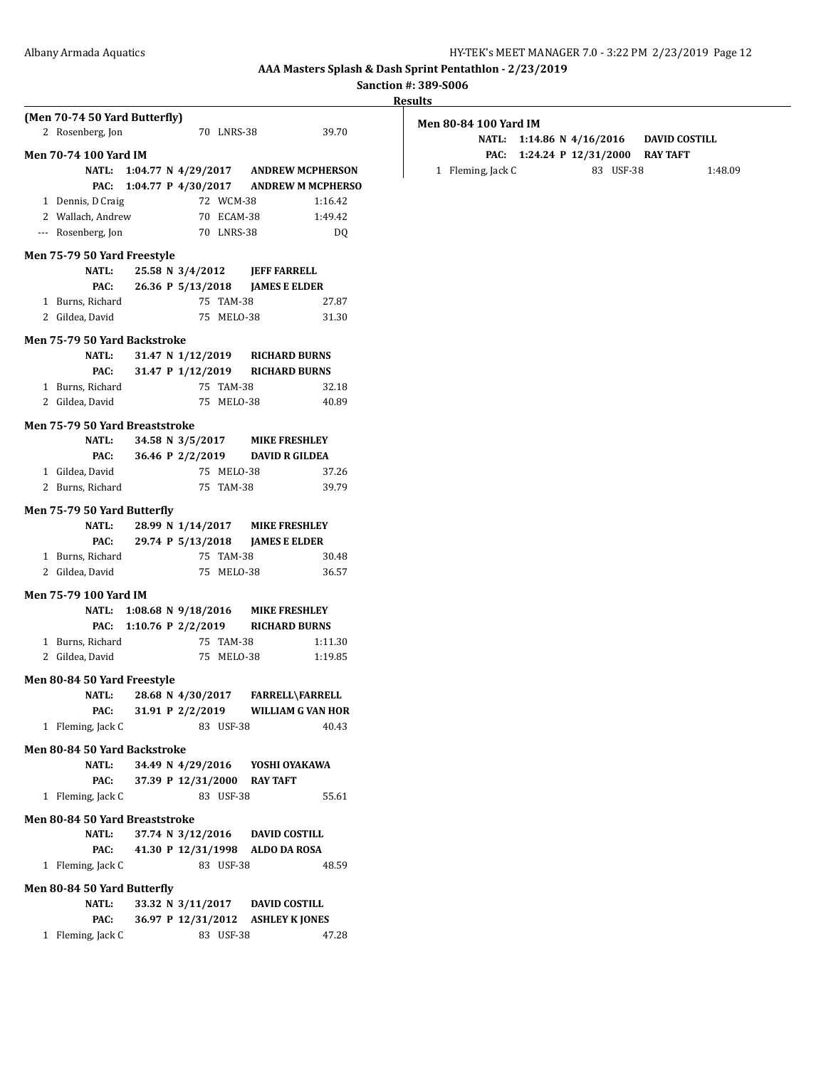## AAA Masters Splash & Dash Sprint Pentathlon - 2/23/2019

**Sanction #: 389-S006**

**Results**

### (Men 70-74 50 Yard Butterfly)

| | | | | |
|---|---|---|---|---|
| 2 | Rosenberg, Jon | 70 | LNRS-38 | 39.70 |

### Men 70-74 100 Yard IM

**NATL:** 1:04.77 N 4/29/2017 ANDREW MCPHERSON
**PAC:** 1:04.77 P 4/30/2017 ANDREW M MCPHERSO

| | | | | |
|---|---|---|---|---|
| 1 | Dennis, D Craig | 72 | WCM-38 | 1:16.42 |
| 2 | Wallach, Andrew | 70 | ECAM-38 | 1:49.42 |
| --- | Rosenberg, Jon | 70 | LNRS-38 | DQ |

### Men 75-79 50 Yard Freestyle

**NATL:** 25.58 N 3/4/2012 JEFF FARRELL
**PAC:** 26.36 P 5/13/2018 JAMES E ELDER

| | | | | |
|---|---|---|---|---|
| 1 | Burns, Richard | 75 | TAM-38 | 27.87 |
| 2 | Gildea, David | 75 | MELO-38 | 31.30 |

### Men 75-79 50 Yard Backstroke

**NATL:** 31.47 N 1/12/2019 RICHARD BURNS
**PAC:** 31.47 P 1/12/2019 RICHARD BURNS

| | | | | |
|---|---|---|---|---|
| 1 | Burns, Richard | 75 | TAM-38 | 32.18 |
| 2 | Gildea, David | 75 | MELO-38 | 40.89 |

### Men 75-79 50 Yard Breaststroke

**NATL:** 34.58 N 3/5/2017 MIKE FRESHLEY
**PAC:** 36.46 P 2/2/2019 DAVID R GILDEA

| | | | | |
|---|---|---|---|---|
| 1 | Gildea, David | 75 | MELO-38 | 37.26 |
| 2 | Burns, Richard | 75 | TAM-38 | 39.79 |

### Men 75-79 50 Yard Butterfly

**NATL:** 28.99 N 1/14/2017 MIKE FRESHLEY
**PAC:** 29.74 P 5/13/2018 JAMES E ELDER

| | | | | |
|---|---|---|---|---|
| 1 | Burns, Richard | 75 | TAM-38 | 30.48 |
| 2 | Gildea, David | 75 | MELO-38 | 36.57 |

### Men 75-79 100 Yard IM

**NATL:** 1:08.68 N 9/18/2016 MIKE FRESHLEY
**PAC:** 1:10.76 P 2/2/2019 RICHARD BURNS

| | | | | |
|---|---|---|---|---|
| 1 | Burns, Richard | 75 | TAM-38 | 1:11.30 |
| 2 | Gildea, David | 75 | MELO-38 | 1:19.85 |

### Men 80-84 50 Yard Freestyle

**NATL:** 28.68 N 4/30/2017 FARRELL\FARRELL
**PAC:** 31.91 P 2/2/2019 WILLIAM G VAN HOR

| | | | | |
|---|---|---|---|---|
| 1 | Fleming, Jack C | 83 | USF-38 | 40.43 |

### Men 80-84 50 Yard Backstroke

**NATL:** 34.49 N 4/29/2016 YOSHI OYAKAWA
**PAC:** 37.39 P 12/31/2000 RAY TAFT

| | | | | |
|---|---|---|---|---|
| 1 | Fleming, Jack C | 83 | USF-38 | 55.61 |

### Men 80-84 50 Yard Breaststroke

**NATL:** 37.74 N 3/12/2016 DAVID COSTILL
**PAC:** 41.30 P 12/31/1998 ALDO DA ROSA

| | | | | |
|---|---|---|---|---|
| 1 | Fleming, Jack C | 83 | USF-38 | 48.59 |

### Men 80-84 50 Yard Butterfly

**NATL:** 33.32 N 3/11/2017 DAVID COSTILL
**PAC:** 36.97 P 12/31/2012 ASHLEY K JONES

| | | | | |
|---|---|---|---|---|
| 1 | Fleming, Jack C | 83 | USF-38 | 47.28 |

### Men 80-84 100 Yard IM

**NATL:** 1:14.86 N 4/16/2016 DAVID COSTILL
**PAC:** 1:24.24 P 12/31/2000 RAY TAFT

| | | | | |
|---|---|---|---|---|
| 1 | Fleming, Jack C | 83 | USF-38 | 1:48.09 |